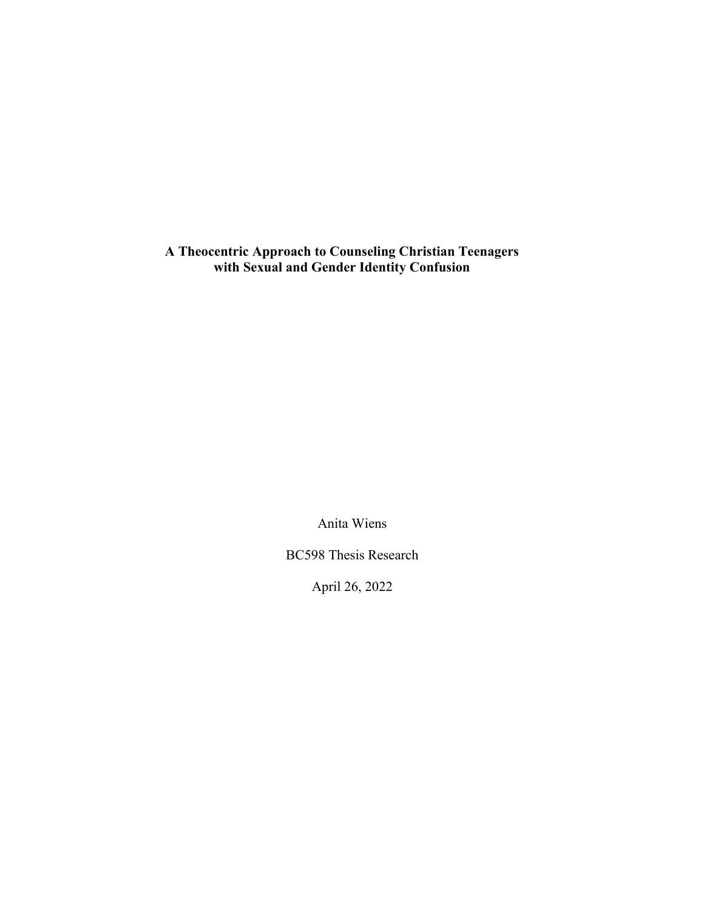# A Theocentric Approach to Counseling Christian Teenagers with Sexual and Gender Identity Confusion

Anita Wiens

BC598 Thesis Research

April 26, 2022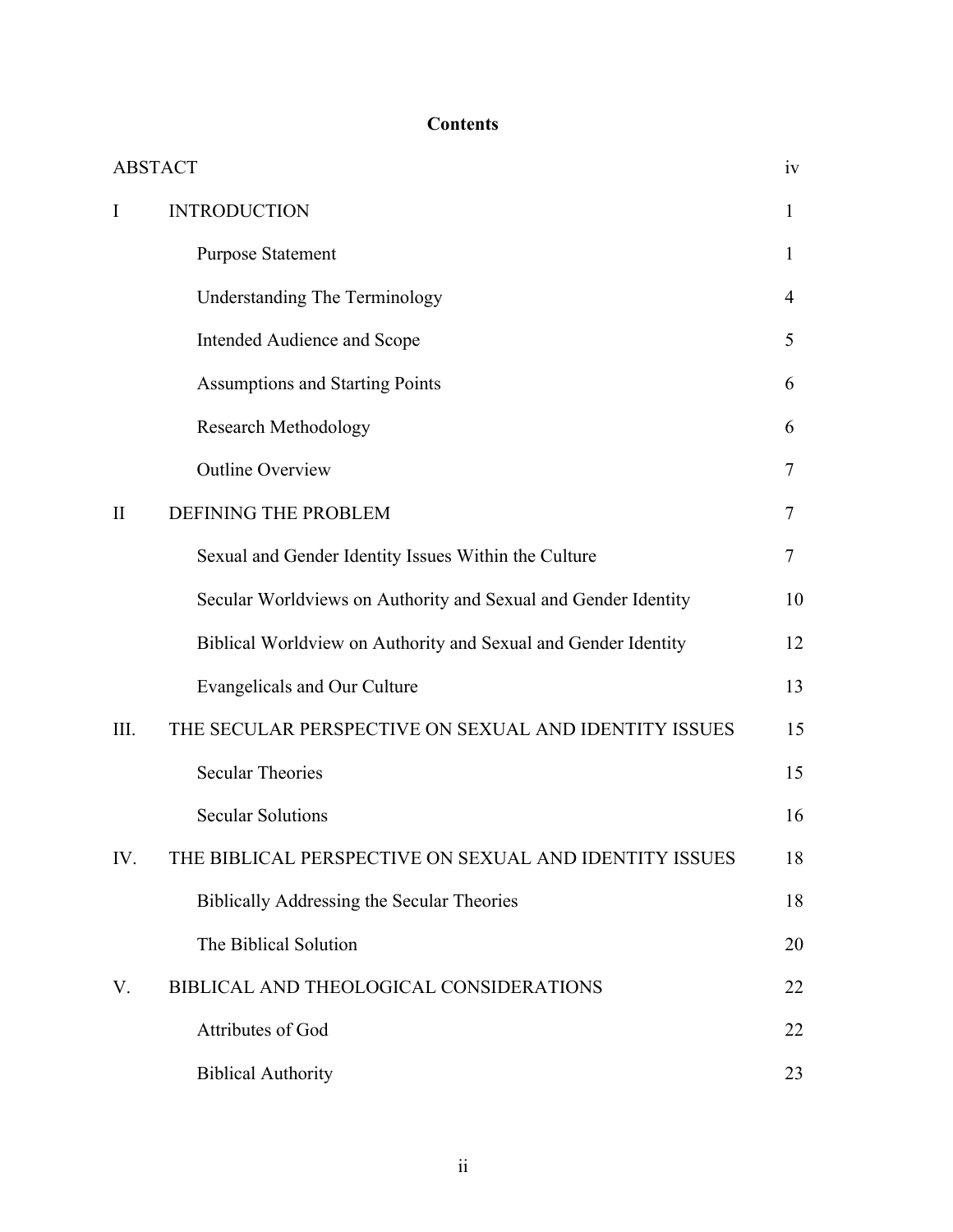# Contents

| | | |
|---|---|---|
| ABSTACT | | iv |
| I | INTRODUCTION | 1 |
| | Purpose Statement | 1 |
| | Understanding The Terminology | 4 |
| | Intended Audience and Scope | 5 |
| | Assumptions and Starting Points | 6 |
| | Research Methodology | 6 |
| | Outline Overview | 7 |
| II | DEFINING THE PROBLEM | 7 |
| | Sexual and Gender Identity Issues Within the Culture | 7 |
| | Secular Worldviews on Authority and Sexual and Gender Identity | 10 |
| | Biblical Worldview on Authority and Sexual and Gender Identity | 12 |
| | Evangelicals and Our Culture | 13 |
| III. | THE SECULAR PERSPECTIVE ON SEXUAL AND IDENTITY ISSUES | 15 |
| | Secular Theories | 15 |
| | Secular Solutions | 16 |
| IV. | THE BIBLICAL PERSPECTIVE ON SEXUAL AND IDENTITY ISSUES | 18 |
| | Biblically Addressing the Secular Theories | 18 |
| | The Biblical Solution | 20 |
| V. | BIBLICAL AND THEOLOGICAL CONSIDERATIONS | 22 |
| | Attributes of God | 22 |
| | Biblical Authority | 23 |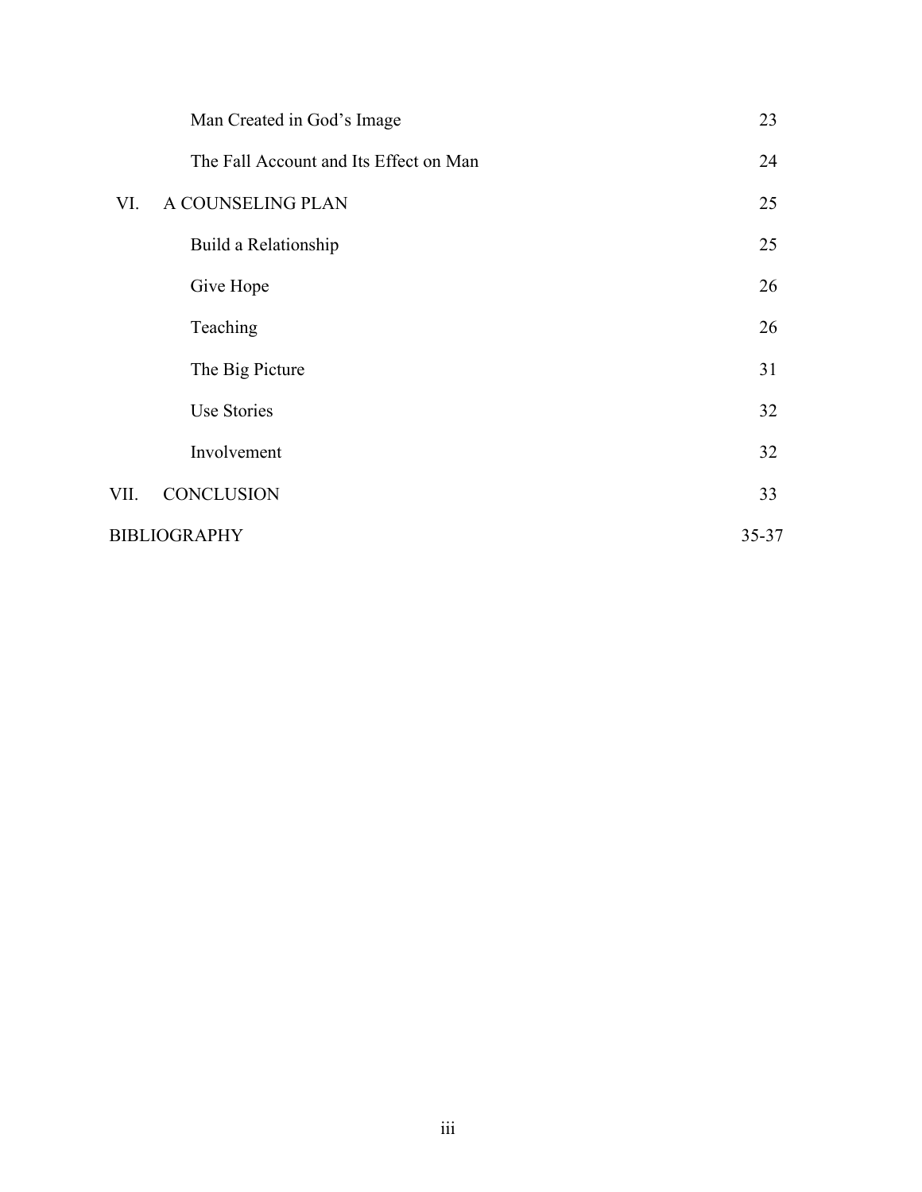| | | |
|---|---|---|
| | Man Created in God's Image | 23 |
| | The Fall Account and Its Effect on Man | 24 |
| VI. | A COUNSELING PLAN | 25 |
| | Build a Relationship | 25 |
| | Give Hope | 26 |
| | Teaching | 26 |
| | The Big Picture | 31 |
| | Use Stories | 32 |
| | Involvement | 32 |
| VII. | CONCLUSION | 33 |
| BIBLIOGRAPHY | | 35-37 |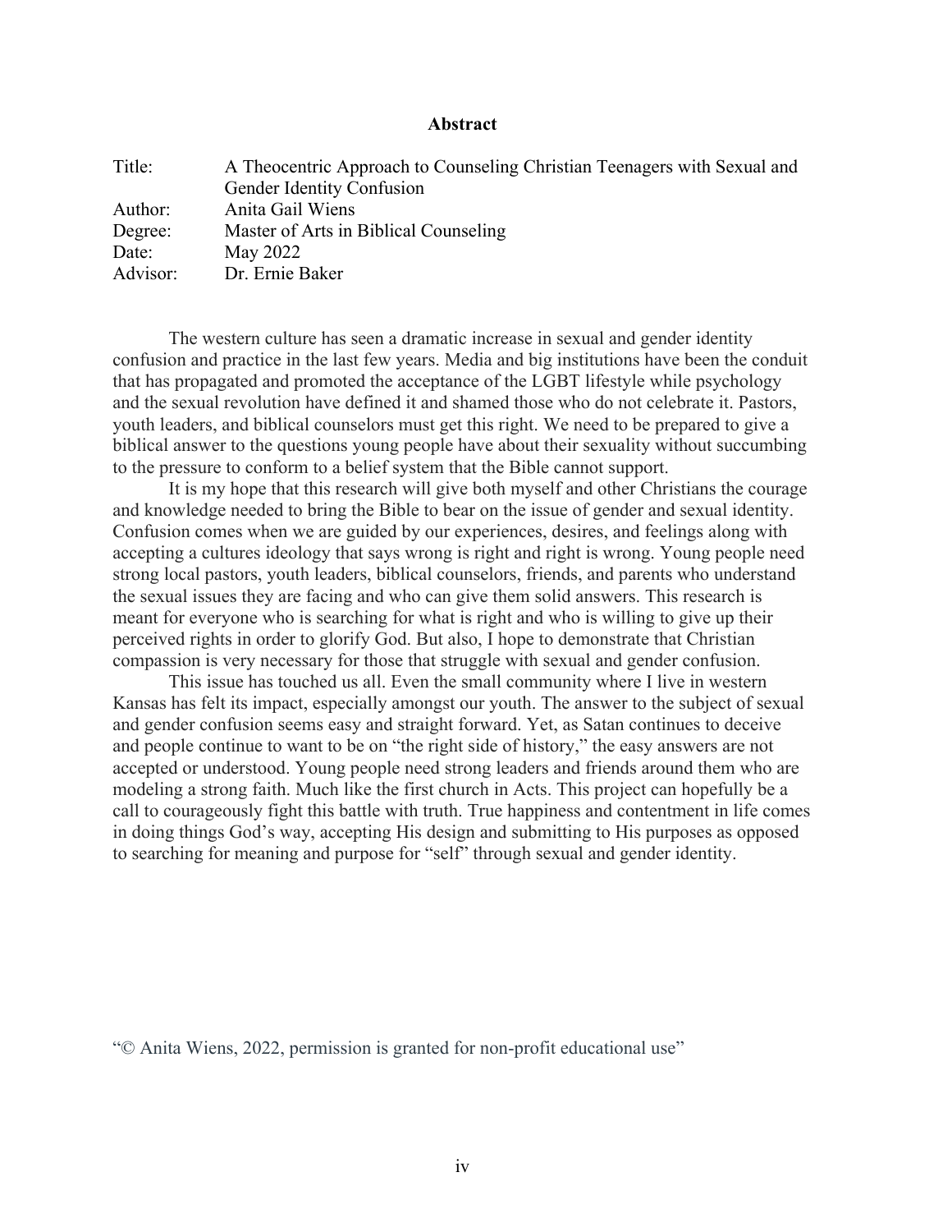# Abstract

| | |
|---|---|
| Title: | A Theocentric Approach to Counseling Christian Teenagers with Sexual and Gender Identity Confusion |
| Author: | Anita Gail Wiens |
| Degree: | Master of Arts in Biblical Counseling |
| Date: | May 2022 |
| Advisor: | Dr. Ernie Baker |

The western culture has seen a dramatic increase in sexual and gender identity confusion and practice in the last few years. Media and big institutions have been the conduit that has propagated and promoted the acceptance of the LGBT lifestyle while psychology and the sexual revolution have defined it and shamed those who do not celebrate it. Pastors, youth leaders, and biblical counselors must get this right. We need to be prepared to give a biblical answer to the questions young people have about their sexuality without succumbing to the pressure to conform to a belief system that the Bible cannot support.

It is my hope that this research will give both myself and other Christians the courage and knowledge needed to bring the Bible to bear on the issue of gender and sexual identity. Confusion comes when we are guided by our experiences, desires, and feelings along with accepting a cultures ideology that says wrong is right and right is wrong. Young people need strong local pastors, youth leaders, biblical counselors, friends, and parents who understand the sexual issues they are facing and who can give them solid answers. This research is meant for everyone who is searching for what is right and who is willing to give up their perceived rights in order to glorify God. But also, I hope to demonstrate that Christian compassion is very necessary for those that struggle with sexual and gender confusion.

This issue has touched us all. Even the small community where I live in western Kansas has felt its impact, especially amongst our youth. The answer to the subject of sexual and gender confusion seems easy and straight forward. Yet, as Satan continues to deceive and people continue to want to be on "the right side of history," the easy answers are not accepted or understood. Young people need strong leaders and friends around them who are modeling a strong faith. Much like the first church in Acts. This project can hopefully be a call to courageously fight this battle with truth. True happiness and contentment in life comes in doing things God's way, accepting His design and submitting to His purposes as opposed to searching for meaning and purpose for "self" through sexual and gender identity.

"© Anita Wiens, 2022, permission is granted for non-profit educational use"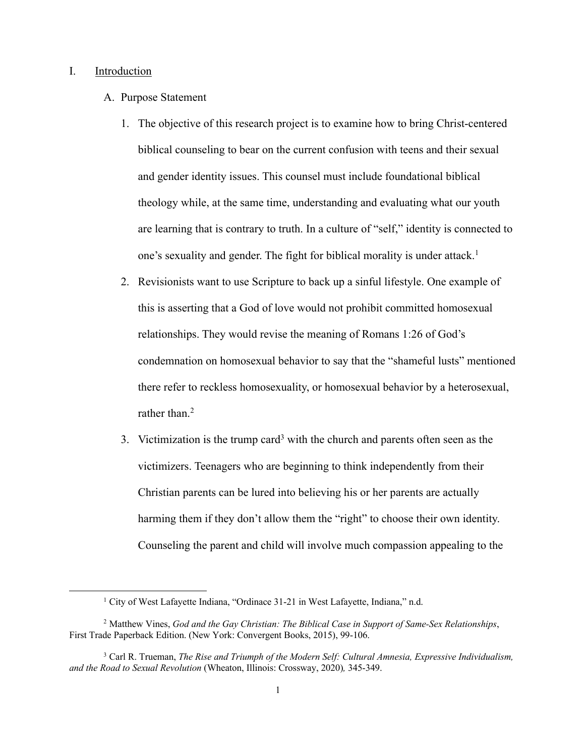I. <u>Introduction</u>

A. Purpose Statement

1. The objective of this research project is to examine how to bring Christ-centered biblical counseling to bear on the current confusion with teens and their sexual and gender identity issues. This counsel must include foundational biblical theology while, at the same time, understanding and evaluating what our youth are learning that is contrary to truth. In a culture of "self," identity is connected to one's sexuality and gender. The fight for biblical morality is under attack.[1]

2. Revisionists want to use Scripture to back up a sinful lifestyle. One example of this is asserting that a God of love would not prohibit committed homosexual relationships. They would revise the meaning of Romans 1:26 of God's condemnation on homosexual behavior to say that the "shameful lusts" mentioned there refer to reckless homosexuality, or homosexual behavior by a heterosexual, rather than.[2]

3. Victimization is the trump card[3] with the church and parents often seen as the victimizers. Teenagers who are beginning to think independently from their Christian parents can be lured into believing his or her parents are actually harming them if they don't allow them the "right" to choose their own identity. Counseling the parent and child will involve much compassion appealing to the

---

[1] City of West Lafayette Indiana, "Ordinace 31-21 in West Lafayette, Indiana," n.d.

[2] Matthew Vines, *God and the Gay Christian: The Biblical Case in Support of Same-Sex Relationships*, First Trade Paperback Edition. (New York: Convergent Books, 2015), 99-106.

[3] Carl R. Trueman, *The Rise and Triumph of the Modern Self: Cultural Amnesia, Expressive Individualism, and the Road to Sexual Revolution* (Wheaton, Illinois: Crossway, 2020), 345-349.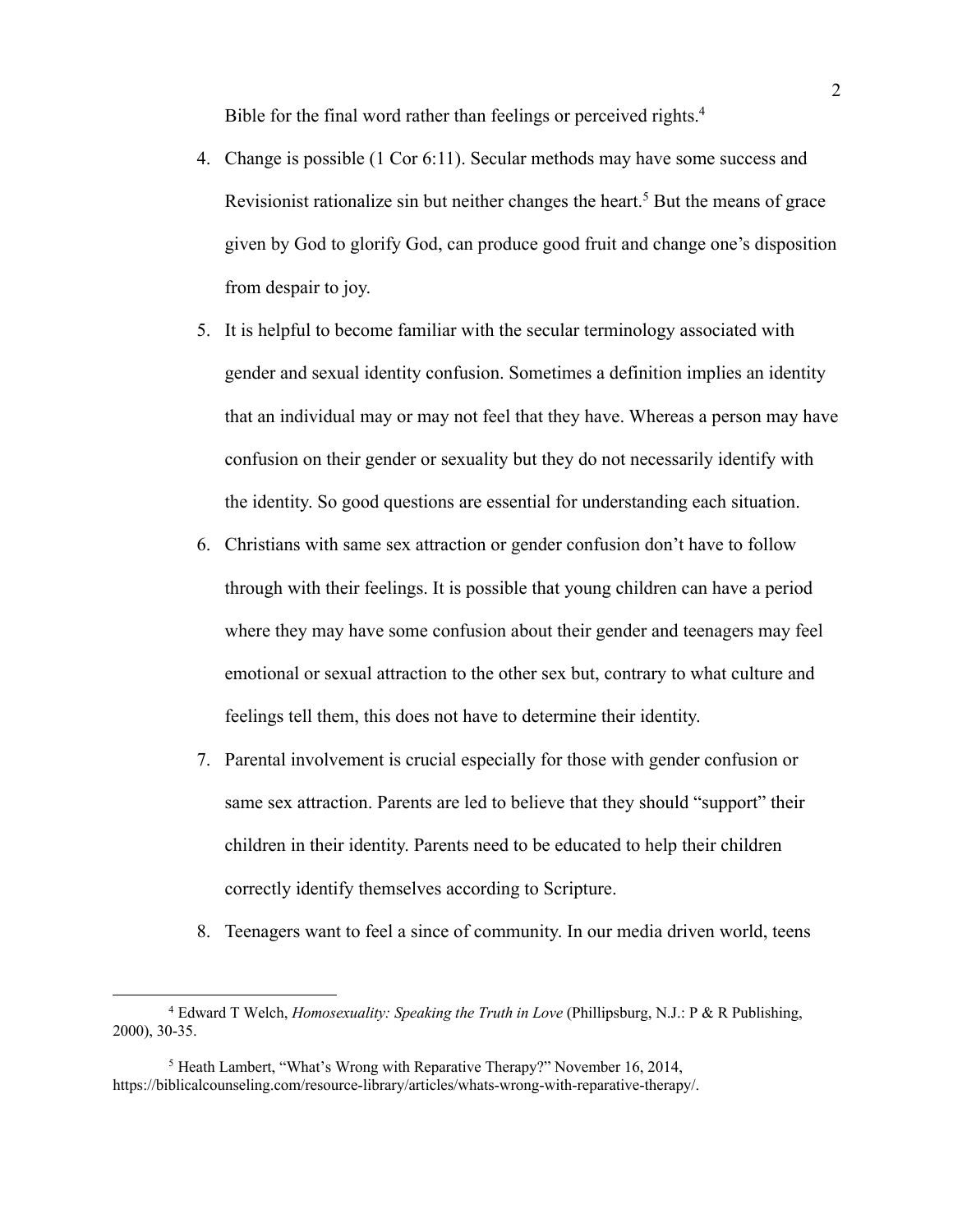Bible for the final word rather than feelings or perceived rights.[4]

4. Change is possible (1 Cor 6:11). Secular methods may have some success and Revisionist rationalize sin but neither changes the heart.[5] But the means of grace given by God to glorify God, can produce good fruit and change one's disposition from despair to joy.
5. It is helpful to become familiar with the secular terminology associated with gender and sexual identity confusion. Sometimes a definition implies an identity that an individual may or may not feel that they have. Whereas a person may have confusion on their gender or sexuality but they do not necessarily identify with the identity. So good questions are essential for understanding each situation.
6. Christians with same sex attraction or gender confusion don't have to follow through with their feelings. It is possible that young children can have a period where they may have some confusion about their gender and teenagers may feel emotional or sexual attraction to the other sex but, contrary to what culture and feelings tell them, this does not have to determine their identity.
7. Parental involvement is crucial especially for those with gender confusion or same sex attraction. Parents are led to believe that they should "support" their children in their identity. Parents need to be educated to help their children correctly identify themselves according to Scripture.
8. Teenagers want to feel a since of community. In our media driven world, teens

---

[4] Edward T Welch, *Homosexuality: Speaking the Truth in Love* (Phillipsburg, N.J.: P & R Publishing, 2000), 30-35.

[5] Heath Lambert, "What's Wrong with Reparative Therapy?" November 16, 2014, https://biblicalcounseling.com/resource-library/articles/whats-wrong-with-reparative-therapy/.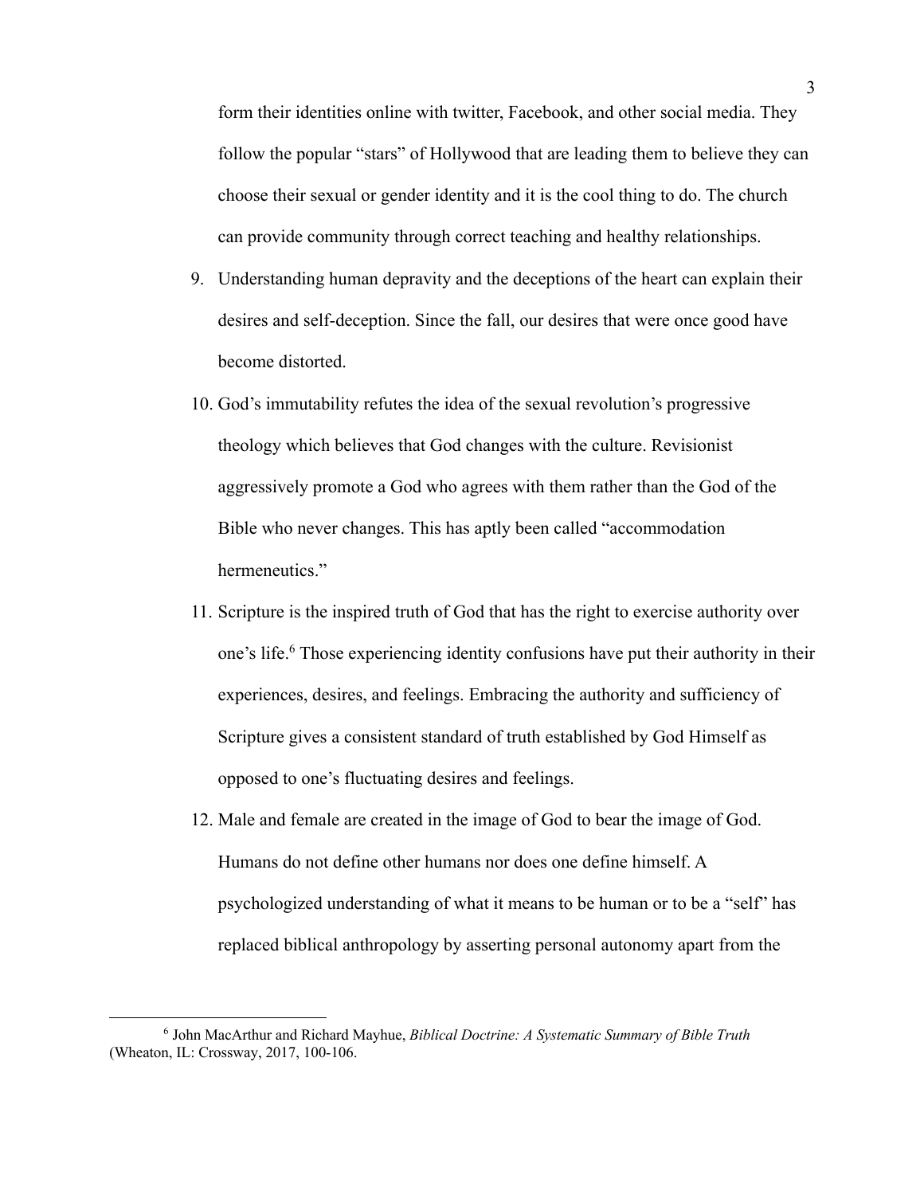form their identities online with twitter, Facebook, and other social media. They follow the popular "stars" of Hollywood that are leading them to believe they can choose their sexual or gender identity and it is the cool thing to do. The church can provide community through correct teaching and healthy relationships.

9. Understanding human depravity and the deceptions of the heart can explain their desires and self-deception. Since the fall, our desires that were once good have become distorted.
10. God's immutability refutes the idea of the sexual revolution's progressive theology which believes that God changes with the culture. Revisionist aggressively promote a God who agrees with them rather than the God of the Bible who never changes. This has aptly been called "accommodation hermeneutics."
11. Scripture is the inspired truth of God that has the right to exercise authority over one's life.[6] Those experiencing identity confusions have put their authority in their experiences, desires, and feelings. Embracing the authority and sufficiency of Scripture gives a consistent standard of truth established by God Himself as opposed to one's fluctuating desires and feelings.
12. Male and female are created in the image of God to bear the image of God. Humans do not define other humans nor does one define himself. A psychologized understanding of what it means to be human or to be a "self" has replaced biblical anthropology by asserting personal autonomy apart from the

[6] John MacArthur and Richard Mayhue, *Biblical Doctrine: A Systematic Summary of Bible Truth* (Wheaton, IL: Crossway, 2017, 100-106.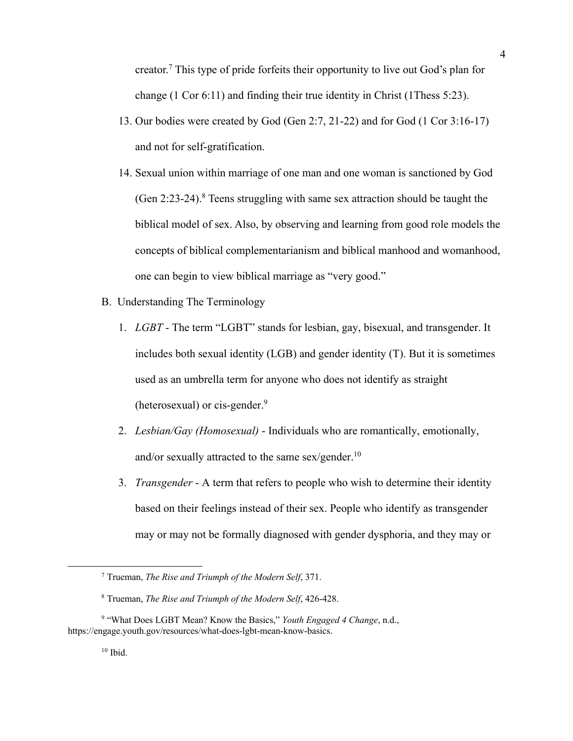creator.[7] This type of pride forfeits their opportunity to live out God's plan for change (1 Cor 6:11) and finding their true identity in Christ (1Thess 5:23).

13. Our bodies were created by God (Gen 2:7, 21-22) and for God (1 Cor 3:16-17) and not for self-gratification.

14. Sexual union within marriage of one man and one woman is sanctioned by God (Gen 2:23-24).[8] Teens struggling with same sex attraction should be taught the biblical model of sex. Also, by observing and learning from good role models the concepts of biblical complementarianism and biblical manhood and womanhood, one can begin to view biblical marriage as "very good."

B. Understanding The Terminology

1. *LGBT* - The term "LGBT" stands for lesbian, gay, bisexual, and transgender. It includes both sexual identity (LGB) and gender identity (T). But it is sometimes used as an umbrella term for anyone who does not identify as straight (heterosexual) or cis-gender.[9]

2. *Lesbian/Gay (Homosexual)* - Individuals who are romantically, emotionally, and/or sexually attracted to the same sex/gender.[10]

3. *Transgender* - A term that refers to people who wish to determine their identity based on their feelings instead of their sex. People who identify as transgender may or may not be formally diagnosed with gender dysphoria, and they may or

---

[7] Trueman, *The Rise and Triumph of the Modern Self*, 371.

[8] Trueman, *The Rise and Triumph of the Modern Self*, 426-428.

[9] "What Does LGBT Mean? Know the Basics," *Youth Engaged 4 Change*, n.d., https://engage.youth.gov/resources/what-does-lgbt-mean-know-basics.

[10] Ibid.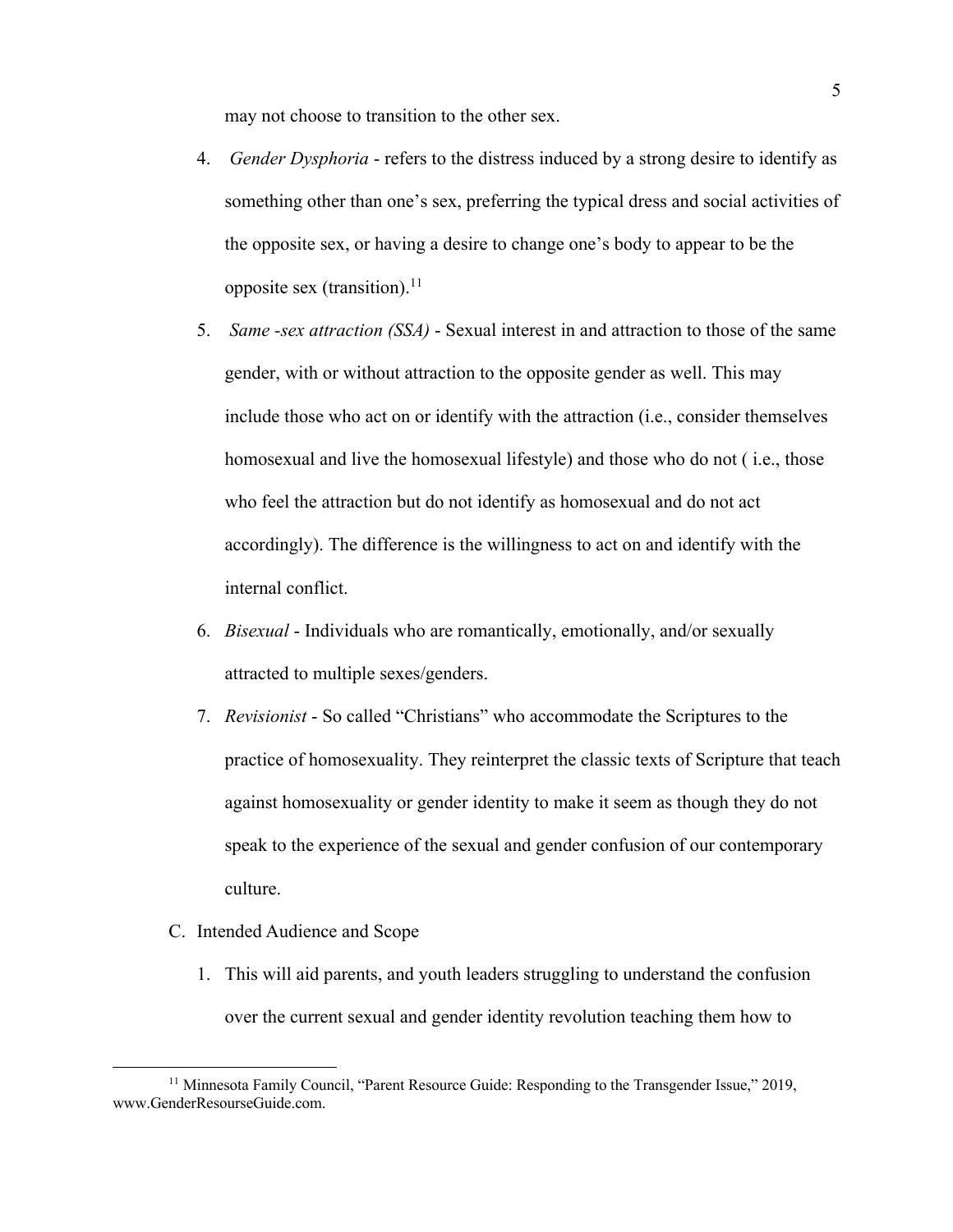may not choose to transition to the other sex.

4. *Gender Dysphoria* - refers to the distress induced by a strong desire to identify as something other than one's sex, preferring the typical dress and social activities of the opposite sex, or having a desire to change one's body to appear to be the opposite sex (transition).[11]

5. *Same -sex attraction (SSA)* - Sexual interest in and attraction to those of the same gender, with or without attraction to the opposite gender as well. This may include those who act on or identify with the attraction (i.e., consider themselves homosexual and live the homosexual lifestyle) and those who do not ( i.e., those who feel the attraction but do not identify as homosexual and do not act accordingly). The difference is the willingness to act on and identify with the internal conflict.

6. *Bisexual* - Individuals who are romantically, emotionally, and/or sexually attracted to multiple sexes/genders.

7. *Revisionist* - So called "Christians" who accommodate the Scriptures to the practice of homosexuality. They reinterpret the classic texts of Scripture that teach against homosexuality or gender identity to make it seem as though they do not speak to the experience of the sexual and gender confusion of our contemporary culture.

C. Intended Audience and Scope

1. This will aid parents, and youth leaders struggling to understand the confusion over the current sexual and gender identity revolution teaching them how to

---

[11] Minnesota Family Council, "Parent Resource Guide: Responding to the Transgender Issue," 2019, www.GenderResourseGuide.com.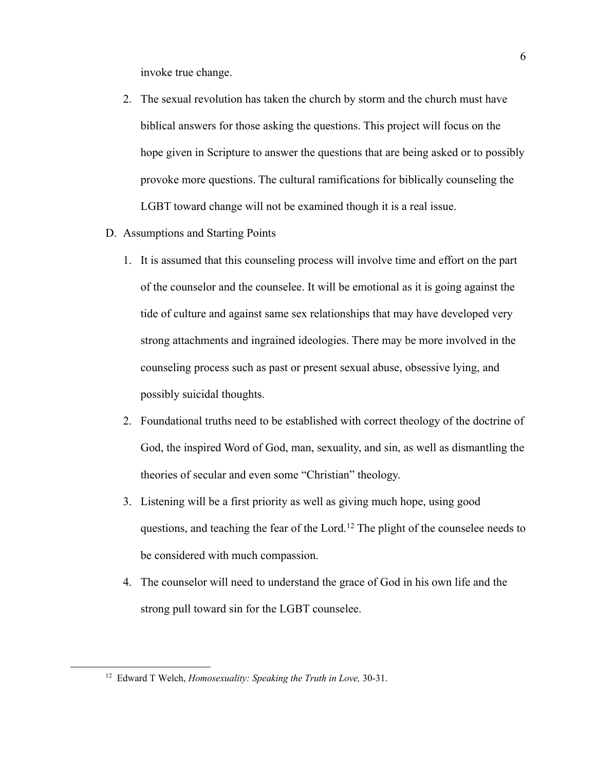invoke true change.

2. The sexual revolution has taken the church by storm and the church must have biblical answers for those asking the questions. This project will focus on the hope given in Scripture to answer the questions that are being asked or to possibly provoke more questions. The cultural ramifications for biblically counseling the LGBT toward change will not be examined though it is a real issue.

D. Assumptions and Starting Points

1. It is assumed that this counseling process will involve time and effort on the part of the counselor and the counselee. It will be emotional as it is going against the tide of culture and against same sex relationships that may have developed very strong attachments and ingrained ideologies. There may be more involved in the counseling process such as past or present sexual abuse, obsessive lying, and possibly suicidal thoughts.

2. Foundational truths need to be established with correct theology of the doctrine of God, the inspired Word of God, man, sexuality, and sin, as well as dismantling the theories of secular and even some "Christian" theology.

3. Listening will be a first priority as well as giving much hope, using good questions, and teaching the fear of the Lord.[12] The plight of the counselee needs to be considered with much compassion.

4. The counselor will need to understand the grace of God in his own life and the strong pull toward sin for the LGBT counselee.

---

[12] Edward T Welch, *Homosexuality: Speaking the Truth in Love,* 30-31.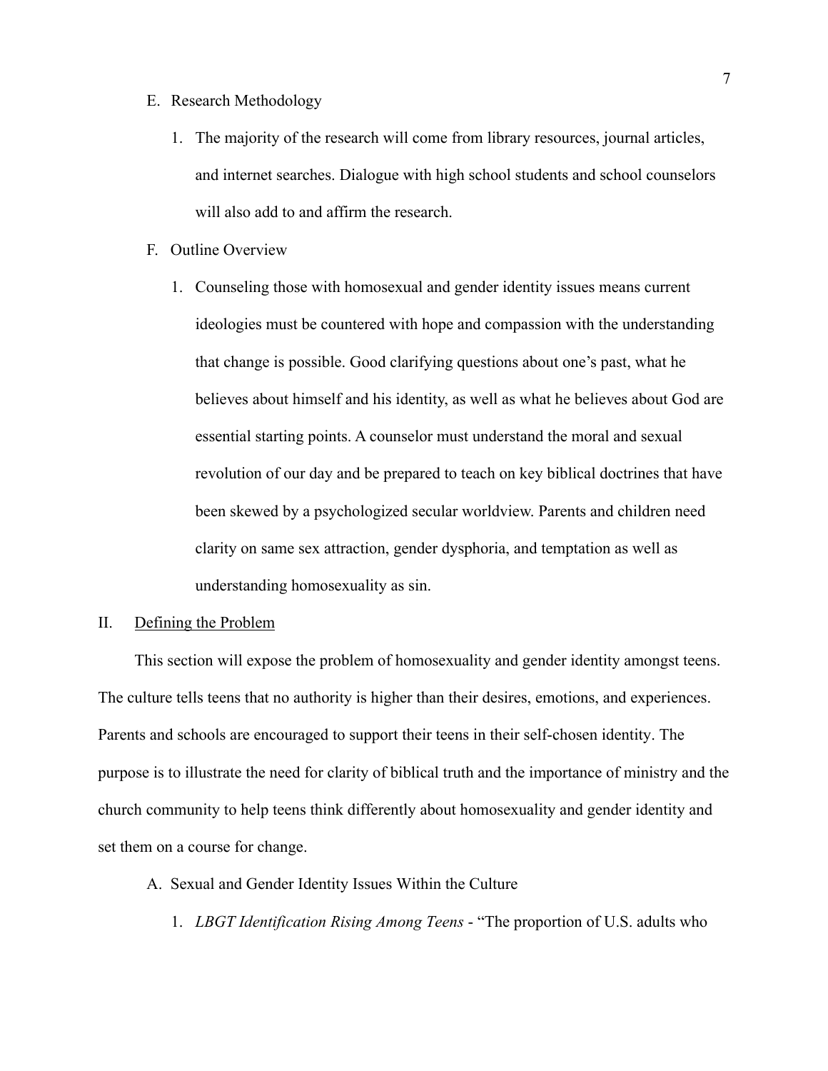E. Research Methodology

1. The majority of the research will come from library resources, journal articles, and internet searches. Dialogue with high school students and school counselors will also add to and affirm the research.

F. Outline Overview

1. Counseling those with homosexual and gender identity issues means current ideologies must be countered with hope and compassion with the understanding that change is possible. Good clarifying questions about one's past, what he believes about himself and his identity, as well as what he believes about God are essential starting points. A counselor must understand the moral and sexual revolution of our day and be prepared to teach on key biblical doctrines that have been skewed by a psychologized secular worldview. Parents and children need clarity on same sex attraction, gender dysphoria, and temptation as well as understanding homosexuality as sin.

## II. Defining the Problem

This section will expose the problem of homosexuality and gender identity amongst teens. The culture tells teens that no authority is higher than their desires, emotions, and experiences. Parents and schools are encouraged to support their teens in their self-chosen identity. The purpose is to illustrate the need for clarity of biblical truth and the importance of ministry and the church community to help teens think differently about homosexuality and gender identity and set them on a course for change.

A. Sexual and Gender Identity Issues Within the Culture

1. *LBGT Identification Rising Among Teens* - "The proportion of U.S. adults who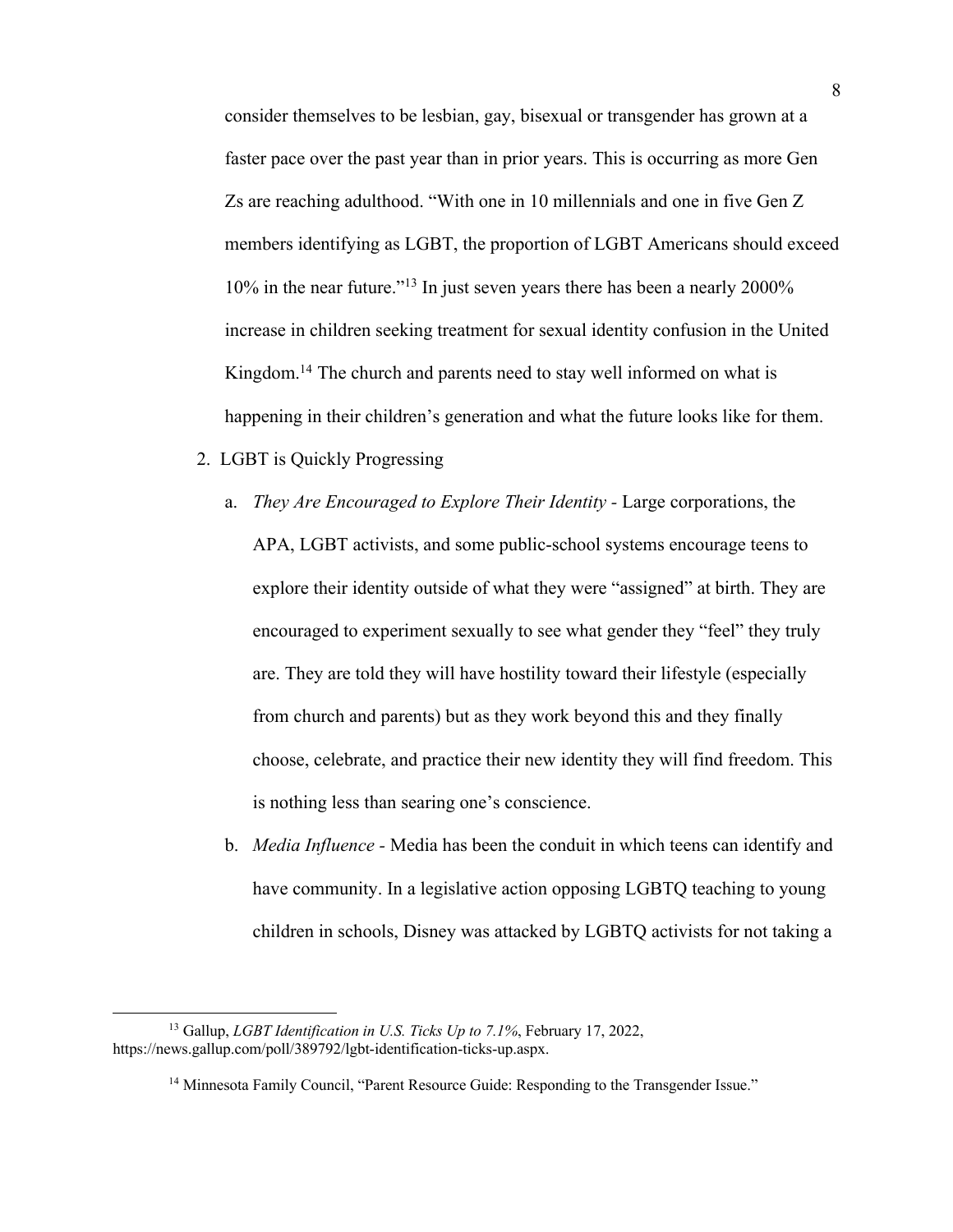consider themselves to be lesbian, gay, bisexual or transgender has grown at a faster pace over the past year than in prior years. This is occurring as more Gen Zs are reaching adulthood. "With one in 10 millennials and one in five Gen Z members identifying as LGBT, the proportion of LGBT Americans should exceed 10% in the near future."[13] In just seven years there has been a nearly 2000% increase in children seeking treatment for sexual identity confusion in the United Kingdom.[14] The church and parents need to stay well informed on what is happening in their children's generation and what the future looks like for them.

2. LGBT is Quickly Progressing

    a. *They Are Encouraged to Explore Their Identity* - Large corporations, the APA, LGBT activists, and some public-school systems encourage teens to explore their identity outside of what they were "assigned" at birth. They are encouraged to experiment sexually to see what gender they "feel" they truly are. They are told they will have hostility toward their lifestyle (especially from church and parents) but as they work beyond this and they finally choose, celebrate, and practice their new identity they will find freedom. This is nothing less than searing one's conscience.

    b. *Media Influence* - Media has been the conduit in which teens can identify and have community. In a legislative action opposing LGBTQ teaching to young children in schools, Disney was attacked by LGBTQ activists for not taking a

---

[13] Gallup, *LGBT Identification in U.S. Ticks Up to 7.1%*, February 17, 2022, https://news.gallup.com/poll/389792/lgbt-identification-ticks-up.aspx.

[14] Minnesota Family Council, "Parent Resource Guide: Responding to the Transgender Issue."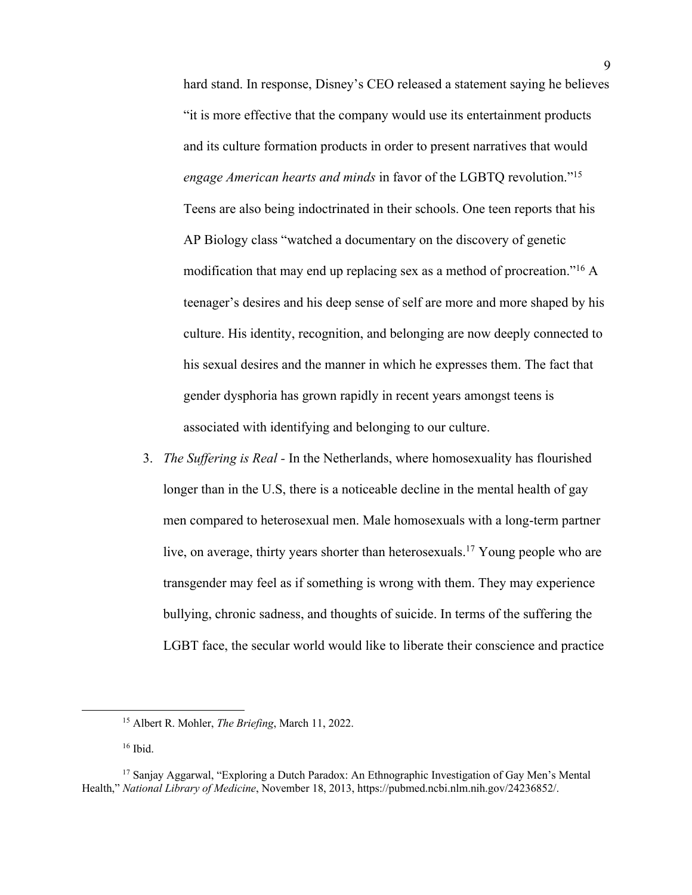hard stand. In response, Disney's CEO released a statement saying he believes "it is more effective that the company would use its entertainment products and its culture formation products in order to present narratives that would *engage American hearts and minds* in favor of the LGBTQ revolution."[15] Teens are also being indoctrinated in their schools. One teen reports that his AP Biology class "watched a documentary on the discovery of genetic modification that may end up replacing sex as a method of procreation."[16] A teenager's desires and his deep sense of self are more and more shaped by his culture. His identity, recognition, and belonging are now deeply connected to his sexual desires and the manner in which he expresses them. The fact that gender dysphoria has grown rapidly in recent years amongst teens is associated with identifying and belonging to our culture.

3. *The Suffering is Real* - In the Netherlands, where homosexuality has flourished longer than in the U.S, there is a noticeable decline in the mental health of gay men compared to heterosexual men. Male homosexuals with a long-term partner live, on average, thirty years shorter than heterosexuals.[17] Young people who are transgender may feel as if something is wrong with them. They may experience bullying, chronic sadness, and thoughts of suicide. In terms of the suffering the LGBT face, the secular world would like to liberate their conscience and practice

---

[15] Albert R. Mohler, *The Briefing*, March 11, 2022.

[16] Ibid.

[17] Sanjay Aggarwal, "Exploring a Dutch Paradox: An Ethnographic Investigation of Gay Men's Mental Health," *National Library of Medicine*, November 18, 2013, https://pubmed.ncbi.nlm.nih.gov/24236852/.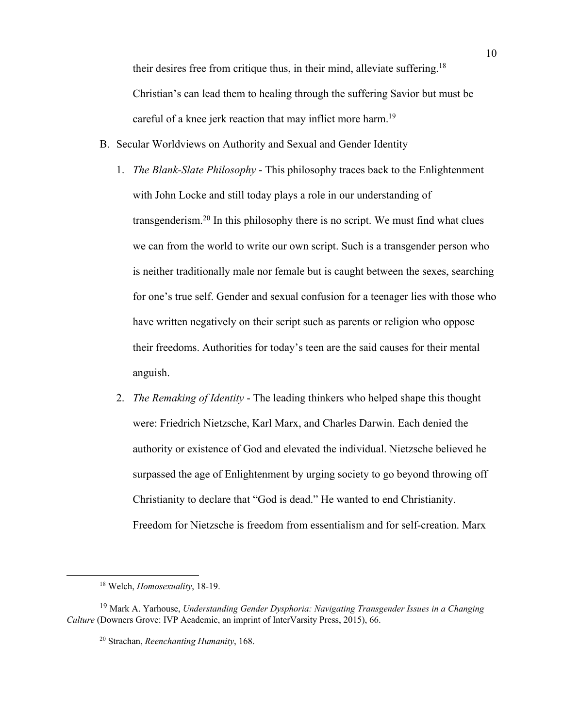their desires free from critique thus, in their mind, alleviate suffering.[18] Christian's can lead them to healing through the suffering Savior but must be careful of a knee jerk reaction that may inflict more harm.[19]

B. Secular Worldviews on Authority and Sexual and Gender Identity

1. *The Blank-Slate Philosophy* - This philosophy traces back to the Enlightenment with John Locke and still today plays a role in our understanding of transgenderism.[20] In this philosophy there is no script. We must find what clues we can from the world to write our own script. Such is a transgender person who is neither traditionally male nor female but is caught between the sexes, searching for one's true self. Gender and sexual confusion for a teenager lies with those who have written negatively on their script such as parents or religion who oppose their freedoms. Authorities for today's teen are the said causes for their mental anguish.

2. *The Remaking of Identity* - The leading thinkers who helped shape this thought were: Friedrich Nietzsche, Karl Marx, and Charles Darwin. Each denied the authority or existence of God and elevated the individual. Nietzsche believed he surpassed the age of Enlightenment by urging society to go beyond throwing off Christianity to declare that "God is dead." He wanted to end Christianity. Freedom for Nietzsche is freedom from essentialism and for self-creation. Marx

---

[18] Welch, *Homosexuality*, 18-19.

[19] Mark A. Yarhouse, *Understanding Gender Dysphoria: Navigating Transgender Issues in a Changing Culture* (Downers Grove: IVP Academic, an imprint of InterVarsity Press, 2015), 66.

[20] Strachan, *Reenchanting Humanity*, 168.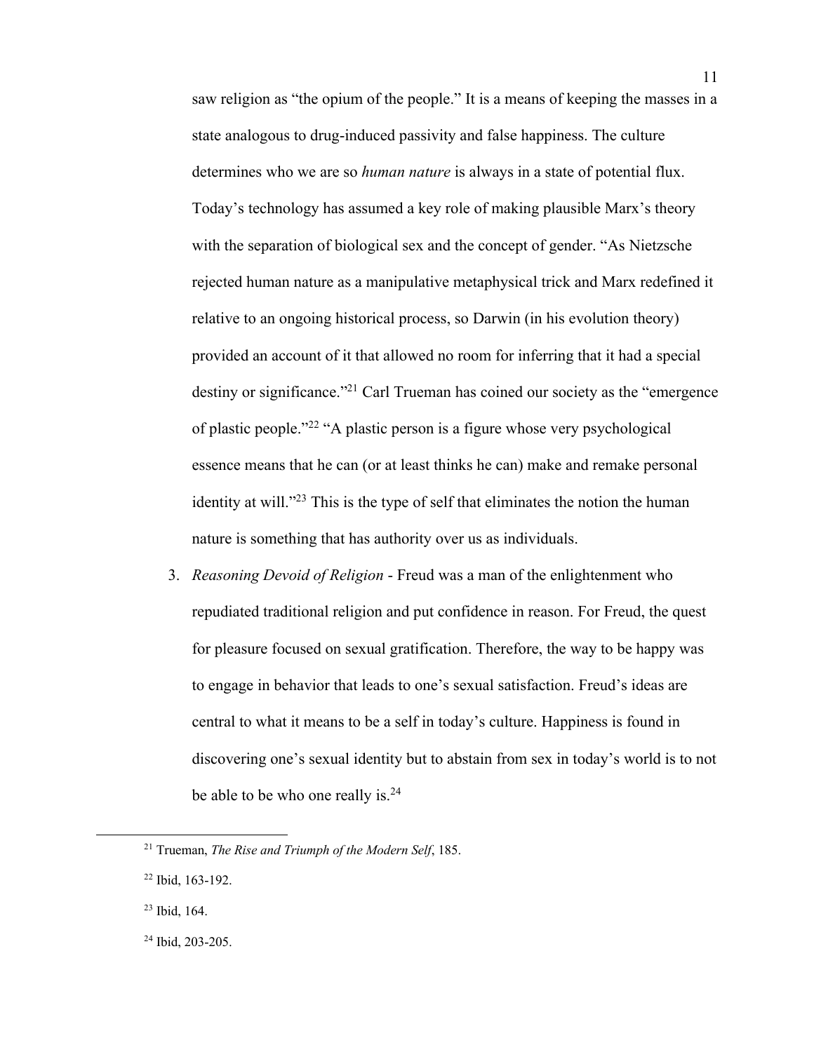saw religion as "the opium of the people." It is a means of keeping the masses in a state analogous to drug-induced passivity and false happiness. The culture determines who we are so *human nature* is always in a state of potential flux. Today's technology has assumed a key role of making plausible Marx's theory with the separation of biological sex and the concept of gender. "As Nietzsche rejected human nature as a manipulative metaphysical trick and Marx redefined it relative to an ongoing historical process, so Darwin (in his evolution theory) provided an account of it that allowed no room for inferring that it had a special destiny or significance."[21] Carl Trueman has coined our society as the "emergence of plastic people."[22] "A plastic person is a figure whose very psychological essence means that he can (or at least thinks he can) make and remake personal identity at will."[23] This is the type of self that eliminates the notion the human nature is something that has authority over us as individuals.

3. *Reasoning Devoid of Religion* - Freud was a man of the enlightenment who repudiated traditional religion and put confidence in reason. For Freud, the quest for pleasure focused on sexual gratification. Therefore, the way to be happy was to engage in behavior that leads to one's sexual satisfaction. Freud's ideas are central to what it means to be a self in today's culture. Happiness is found in discovering one's sexual identity but to abstain from sex in today's world is to not be able to be who one really is.[24]

---

[21] Trueman, *The Rise and Triumph of the Modern Self*, 185.

[22] Ibid, 163-192.

[23] Ibid, 164.

[24] Ibid, 203-205.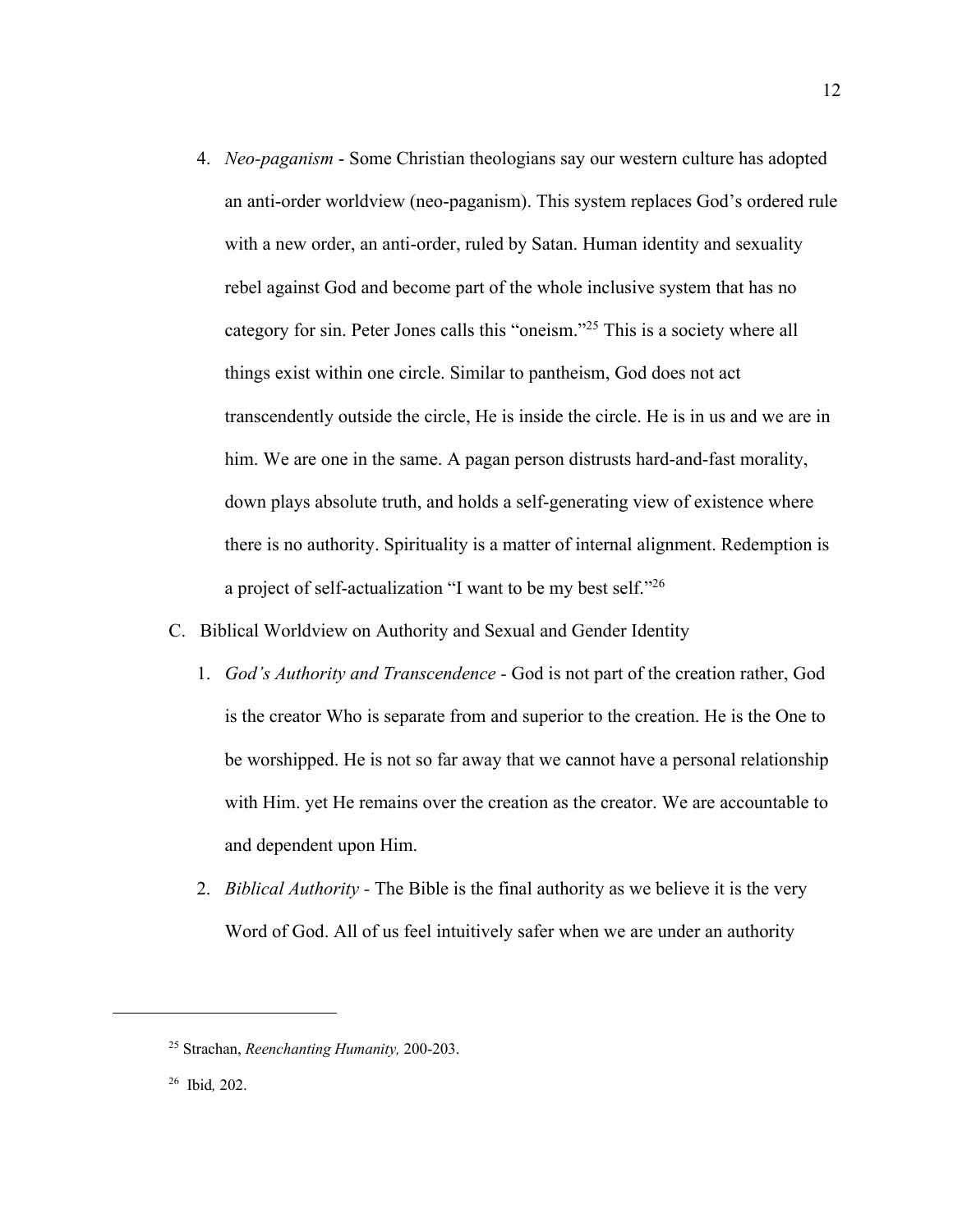4. *Neo-paganism* - Some Christian theologians say our western culture has adopted an anti-order worldview (neo-paganism). This system replaces God's ordered rule with a new order, an anti-order, ruled by Satan. Human identity and sexuality rebel against God and become part of the whole inclusive system that has no category for sin. Peter Jones calls this "oneism."[25] This is a society where all things exist within one circle. Similar to pantheism, God does not act transcendently outside the circle, He is inside the circle. He is in us and we are in him. We are one in the same. A pagan person distrusts hard-and-fast morality, down plays absolute truth, and holds a self-generating view of existence where there is no authority. Spirituality is a matter of internal alignment. Redemption is a project of self-actualization "I want to be my best self."[26]

C. Biblical Worldview on Authority and Sexual and Gender Identity

1. *God's Authority and Transcendence* - God is not part of the creation rather, God is the creator Who is separate from and superior to the creation. He is the One to be worshipped. He is not so far away that we cannot have a personal relationship with Him. yet He remains over the creation as the creator. We are accountable to and dependent upon Him.

2. *Biblical Authority* - The Bible is the final authority as we believe it is the very Word of God. All of us feel intuitively safer when we are under an authority

---

[25] Strachan, *Reenchanting Humanity,* 200-203.

[26] Ibid*,* 202.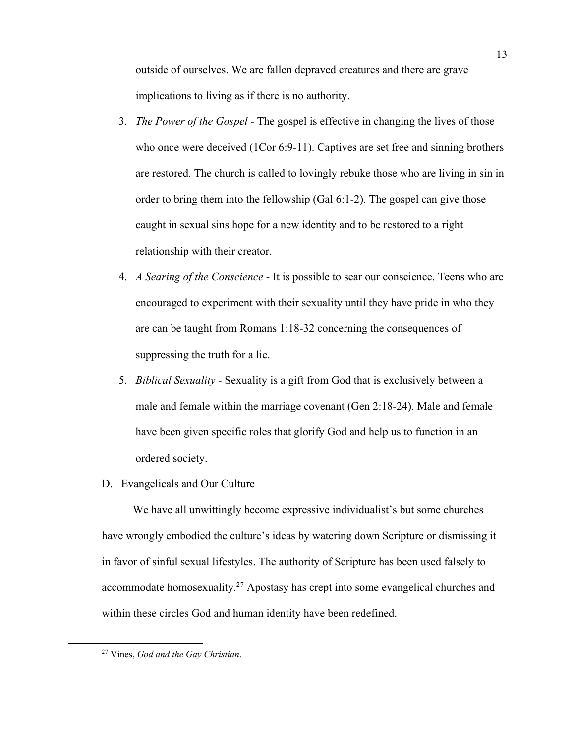outside of ourselves. We are fallen depraved creatures and there are grave implications to living as if there is no authority.

3. *The Power of the Gospel* - The gospel is effective in changing the lives of those who once were deceived (1Cor 6:9-11). Captives are set free and sinning brothers are restored. The church is called to lovingly rebuke those who are living in sin in order to bring them into the fellowship (Gal 6:1-2). The gospel can give those caught in sexual sins hope for a new identity and to be restored to a right relationship with their creator.
4. *A Searing of the Conscience* - It is possible to sear our conscience. Teens who are encouraged to experiment with their sexuality until they have pride in who they are can be taught from Romans 1:18-32 concerning the consequences of suppressing the truth for a lie.
5. *Biblical Sexuality* - Sexuality is a gift from God that is exclusively between a male and female within the marriage covenant (Gen 2:18-24). Male and female have been given specific roles that glorify God and help us to function in an ordered society.

D. Evangelicals and Our Culture

We have all unwittingly become expressive individualist's but some churches have wrongly embodied the culture's ideas by watering down Scripture or dismissing it in favor of sinful sexual lifestyles. The authority of Scripture has been used falsely to accommodate homosexuality.[27] Apostasy has crept into some evangelical churches and within these circles God and human identity have been redefined.

[27] Vines, *God and the Gay Christian*.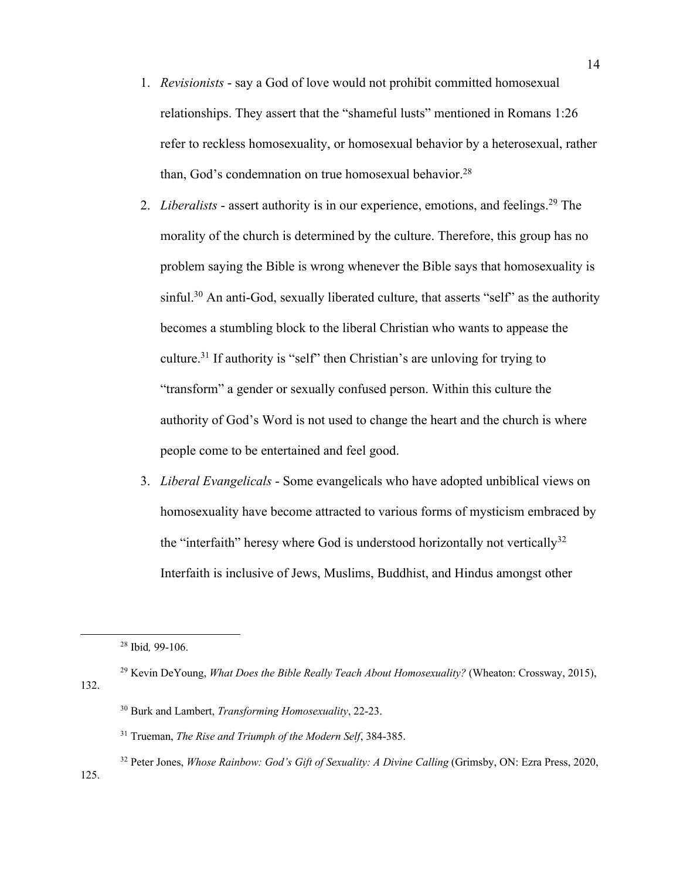1. *Revisionists* - say a God of love would not prohibit committed homosexual relationships. They assert that the "shameful lusts" mentioned in Romans 1:26 refer to reckless homosexuality, or homosexual behavior by a heterosexual, rather than, God's condemnation on true homosexual behavior.[28]
2. *Liberalists* - assert authority is in our experience, emotions, and feelings.[29] The morality of the church is determined by the culture. Therefore, this group has no problem saying the Bible is wrong whenever the Bible says that homosexuality is sinful.[30] An anti-God, sexually liberated culture, that asserts "self" as the authority becomes a stumbling block to the liberal Christian who wants to appease the culture.[31] If authority is "self" then Christian's are unloving for trying to "transform" a gender or sexually confused person. Within this culture the authority of God's Word is not used to change the heart and the church is where people come to be entertained and feel good.
3. *Liberal Evangelicals* - Some evangelicals who have adopted unbiblical views on homosexuality have become attracted to various forms of mysticism embraced by the "interfaith" heresy where God is understood horizontally not vertically[32] Interfaith is inclusive of Jews, Muslims, Buddhist, and Hindus amongst other

---

[28] Ibid*,* 99-106.

[29] Kevin DeYoung, *What Does the Bible Really Teach About Homosexuality?* (Wheaton: Crossway, 2015), 132.

[30] Burk and Lambert, *Transforming Homosexuality*, 22-23.

[31] Trueman, *The Rise and Triumph of the Modern Self*, 384-385.

[32] Peter Jones, *Whose Rainbow: God's Gift of Sexuality: A Divine Calling* (Grimsby, ON: Ezra Press, 2020, 125.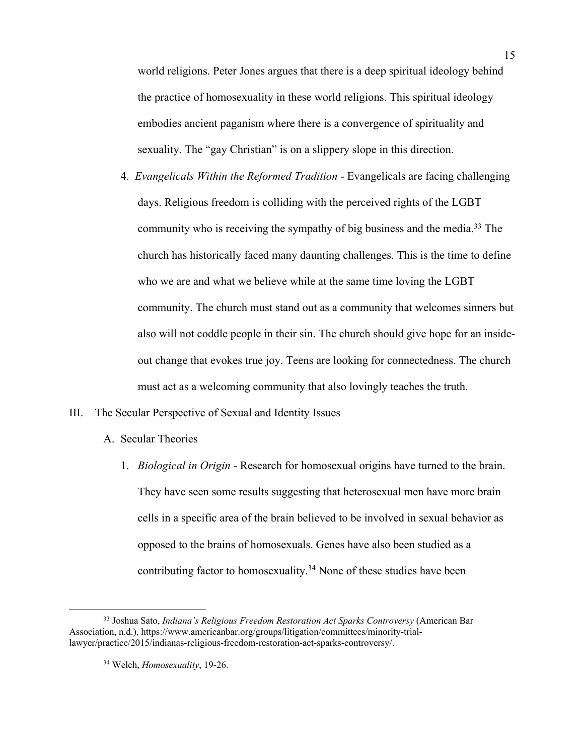world religions. Peter Jones argues that there is a deep spiritual ideology behind the practice of homosexuality in these world religions. This spiritual ideology embodies ancient paganism where there is a convergence of spirituality and sexuality. The "gay Christian" is on a slippery slope in this direction.

4. *Evangelicals Within the Reformed Tradition* - Evangelicals are facing challenging days. Religious freedom is colliding with the perceived rights of the LGBT community who is receiving the sympathy of big business and the media.[33] The church has historically faced many daunting challenges. This is the time to define who we are and what we believe while at the same time loving the LGBT community. The church must stand out as a community that welcomes sinners but also will not coddle people in their sin. The church should give hope for an inside-out change that evokes true joy. Teens are looking for connectedness. The church must act as a welcoming community that also lovingly teaches the truth.

III. <u>The Secular Perspective of Sexual and Identity Issues</u>

A. Secular Theories

1. *Biological in Origin* - Research for homosexual origins have turned to the brain. They have seen some results suggesting that heterosexual men have more brain cells in a specific area of the brain believed to be involved in sexual behavior as opposed to the brains of homosexuals. Genes have also been studied as a contributing factor to homosexuality.[34] None of these studies have been

---

[33] Joshua Sato, *Indiana's Religious Freedom Restoration Act Sparks Controversy* (American Bar Association, n.d.), https://www.americanbar.org/groups/litigation/committees/minority-trial-lawyer/practice/2015/indianas-religious-freedom-restoration-act-sparks-controversy/.

[34] Welch, *Homosexuality*, 19-26.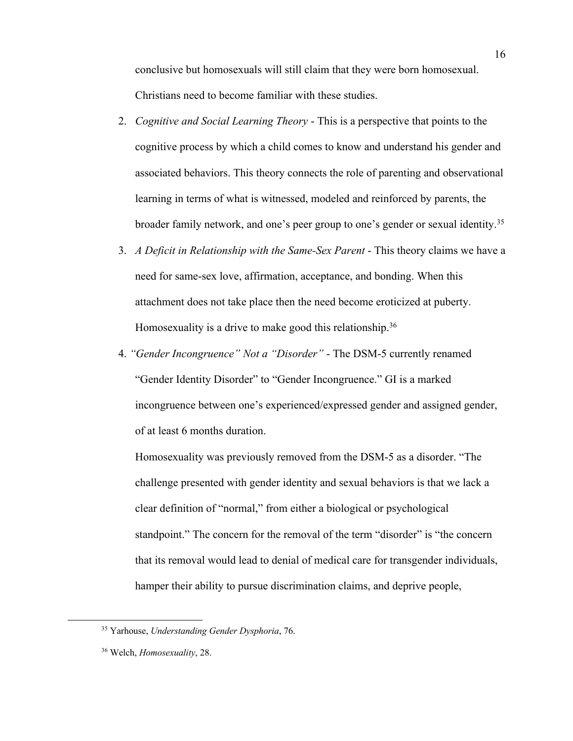conclusive but homosexuals will still claim that they were born homosexual. Christians need to become familiar with these studies.

2. *Cognitive and Social Learning Theory* - This is a perspective that points to the cognitive process by which a child comes to know and understand his gender and associated behaviors. This theory connects the role of parenting and observational learning in terms of what is witnessed, modeled and reinforced by parents, the broader family network, and one's peer group to one's gender or sexual identity.[35]

3. *A Deficit in Relationship with the Same-Sex Parent* - This theory claims we have a need for same-sex love, affirmation, acceptance, and bonding. When this attachment does not take place then the need become eroticized at puberty. Homosexuality is a drive to make good this relationship.[36]

4. *"Gender Incongruence" Not a "Disorder"* - The DSM-5 currently renamed "Gender Identity Disorder" to "Gender Incongruence." GI is a marked incongruence between one's experienced/expressed gender and assigned gender, of at least 6 months duration.

   Homosexuality was previously removed from the DSM-5 as a disorder. "The challenge presented with gender identity and sexual behaviors is that we lack a clear definition of "normal," from either a biological or psychological standpoint." The concern for the removal of the term "disorder" is "the concern that its removal would lead to denial of medical care for transgender individuals, hamper their ability to pursue discrimination claims, and deprive people,

---

[35] Yarhouse, *Understanding Gender Dysphoria*, 76.

[36] Welch, *Homosexuality*, 28.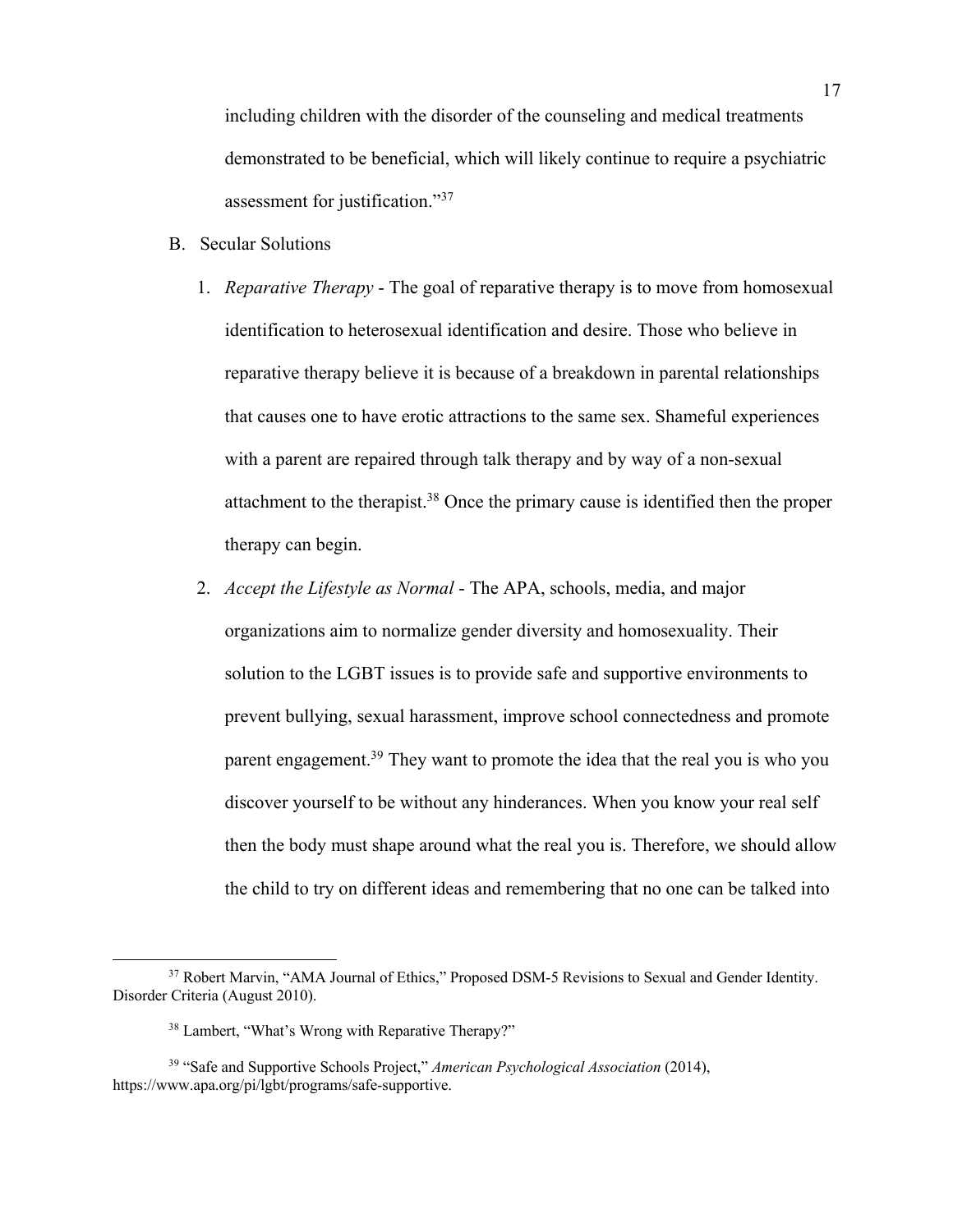including children with the disorder of the counseling and medical treatments demonstrated to be beneficial, which will likely continue to require a psychiatric assessment for justification."[37]

B. Secular Solutions

1. *Reparative Therapy* - The goal of reparative therapy is to move from homosexual identification to heterosexual identification and desire. Those who believe in reparative therapy believe it is because of a breakdown in parental relationships that causes one to have erotic attractions to the same sex. Shameful experiences with a parent are repaired through talk therapy and by way of a non-sexual attachment to the therapist.[38] Once the primary cause is identified then the proper therapy can begin.

2. *Accept the Lifestyle as Normal* - The APA, schools, media, and major organizations aim to normalize gender diversity and homosexuality. Their solution to the LGBT issues is to provide safe and supportive environments to prevent bullying, sexual harassment, improve school connectedness and promote parent engagement.[39] They want to promote the idea that the real you is who you discover yourself to be without any hinderances. When you know your real self then the body must shape around what the real you is. Therefore, we should allow the child to try on different ideas and remembering that no one can be talked into

---

[37] Robert Marvin, "AMA Journal of Ethics," Proposed DSM-5 Revisions to Sexual and Gender Identity. Disorder Criteria (August 2010).

[38] Lambert, "What's Wrong with Reparative Therapy?"

[39] "Safe and Supportive Schools Project," *American Psychological Association* (2014), https://www.apa.org/pi/lgbt/programs/safe-supportive.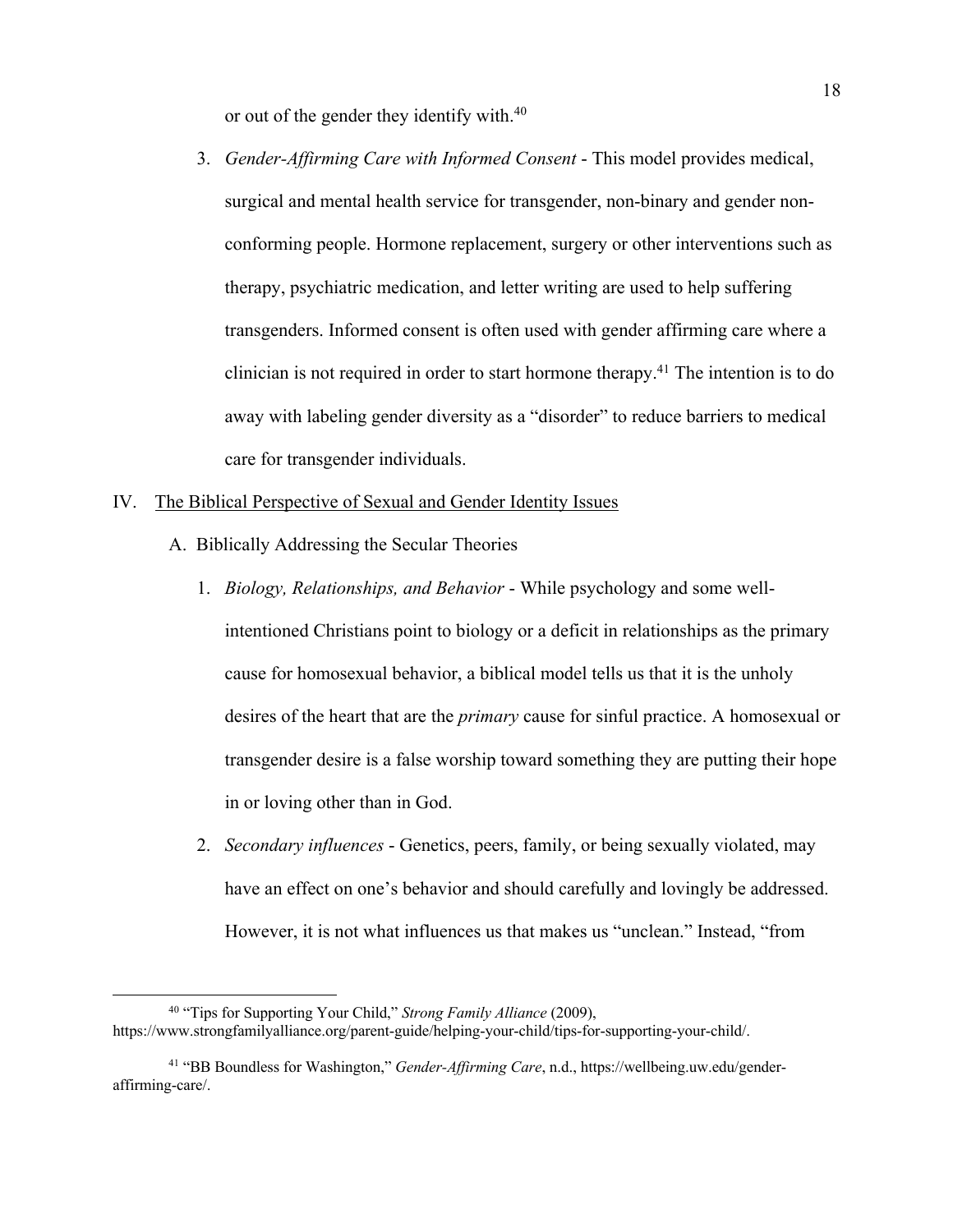or out of the gender they identify with.[40]

3. *Gender-Affirming Care with Informed Consent* - This model provides medical, surgical and mental health service for transgender, non-binary and gender non-conforming people. Hormone replacement, surgery or other interventions such as therapy, psychiatric medication, and letter writing are used to help suffering transgenders. Informed consent is often used with gender affirming care where a clinician is not required in order to start hormone therapy.[41] The intention is to do away with labeling gender diversity as a "disorder" to reduce barriers to medical care for transgender individuals.

## IV. <u>The Biblical Perspective of Sexual and Gender Identity Issues</u>

### A. Biblically Addressing the Secular Theories

1. *Biology, Relationships, and Behavior* - While psychology and some well-intentioned Christians point to biology or a deficit in relationships as the primary cause for homosexual behavior, a biblical model tells us that it is the unholy desires of the heart that are the *primary* cause for sinful practice. A homosexual or transgender desire is a false worship toward something they are putting their hope in or loving other than in God.

2. *Secondary influences* - Genetics, peers, family, or being sexually violated, may have an effect on one's behavior and should carefully and lovingly be addressed. However, it is not what influences us that makes us "unclean." Instead, "from

---

[40] "Tips for Supporting Your Child," *Strong Family Alliance* (2009), https://www.strongfamilyalliance.org/parent-guide/helping-your-child/tips-for-supporting-your-child/.

[41] "BB Boundless for Washington," *Gender-Affirming Care*, n.d., https://wellbeing.uw.edu/gender-affirming-care/.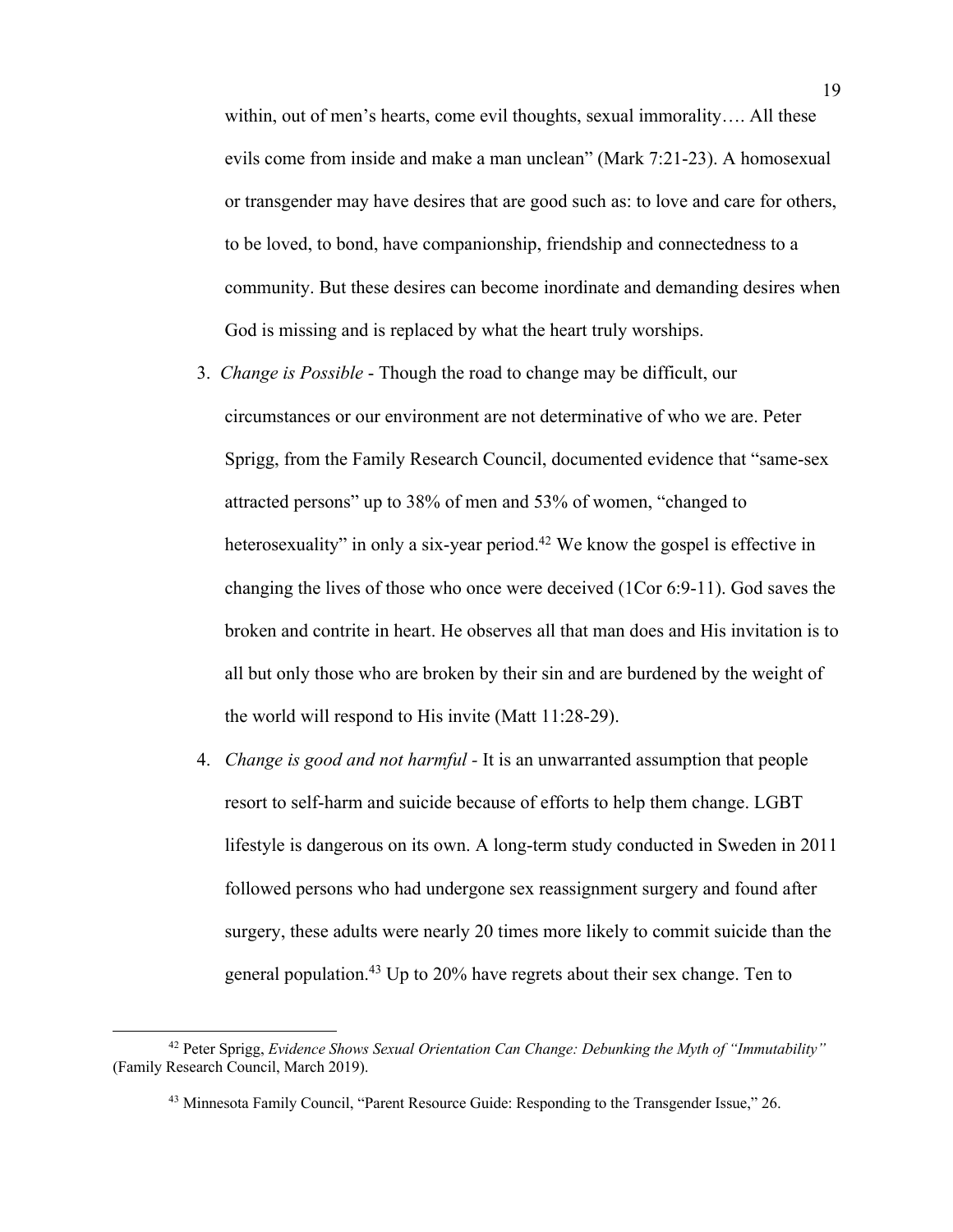within, out of men's hearts, come evil thoughts, sexual immorality…. All these evils come from inside and make a man unclean" (Mark 7:21-23). A homosexual or transgender may have desires that are good such as: to love and care for others, to be loved, to bond, have companionship, friendship and connectedness to a community. But these desires can become inordinate and demanding desires when God is missing and is replaced by what the heart truly worships.

3. *Change is Possible* - Though the road to change may be difficult, our circumstances or our environment are not determinative of who we are. Peter Sprigg, from the Family Research Council, documented evidence that "same-sex attracted persons" up to 38% of men and 53% of women, "changed to heterosexuality" in only a six-year period.[42] We know the gospel is effective in changing the lives of those who once were deceived (1Cor 6:9-11). God saves the broken and contrite in heart. He observes all that man does and His invitation is to all but only those who are broken by their sin and are burdened by the weight of the world will respond to His invite (Matt 11:28-29).

4. *Change is good and not harmful* - It is an unwarranted assumption that people resort to self-harm and suicide because of efforts to help them change. LGBT lifestyle is dangerous on its own. A long-term study conducted in Sweden in 2011 followed persons who had undergone sex reassignment surgery and found after surgery, these adults were nearly 20 times more likely to commit suicide than the general population.[43] Up to 20% have regrets about their sex change. Ten to

---

[42] Peter Sprigg, *Evidence Shows Sexual Orientation Can Change: Debunking the Myth of "Immutability"* (Family Research Council, March 2019).

[43] Minnesota Family Council, "Parent Resource Guide: Responding to the Transgender Issue," 26.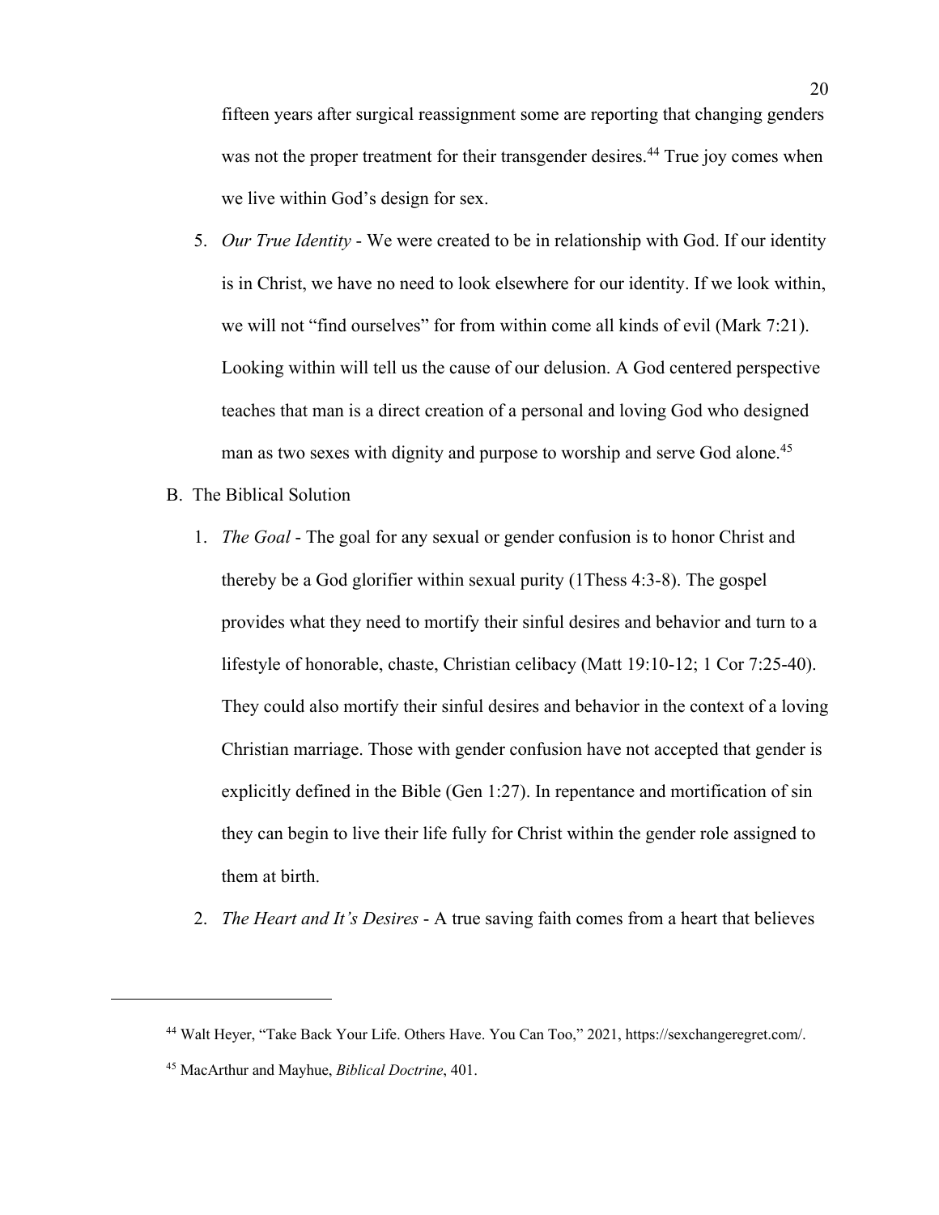fifteen years after surgical reassignment some are reporting that changing genders was not the proper treatment for their transgender desires.[44] True joy comes when we live within God's design for sex.

5. *Our True Identity* - We were created to be in relationship with God. If our identity is in Christ, we have no need to look elsewhere for our identity. If we look within, we will not "find ourselves" for from within come all kinds of evil (Mark 7:21). Looking within will tell us the cause of our delusion. A God centered perspective teaches that man is a direct creation of a personal and loving God who designed man as two sexes with dignity and purpose to worship and serve God alone.[45]

B. The Biblical Solution

1. *The Goal* - The goal for any sexual or gender confusion is to honor Christ and thereby be a God glorifier within sexual purity (1Thess 4:3-8). The gospel provides what they need to mortify their sinful desires and behavior and turn to a lifestyle of honorable, chaste, Christian celibacy (Matt 19:10-12; 1 Cor 7:25-40). They could also mortify their sinful desires and behavior in the context of a loving Christian marriage. Those with gender confusion have not accepted that gender is explicitly defined in the Bible (Gen 1:27). In repentance and mortification of sin they can begin to live their life fully for Christ within the gender role assigned to them at birth.

2. *The Heart and It's Desires* - A true saving faith comes from a heart that believes

---

[44] Walt Heyer, "Take Back Your Life. Others Have. You Can Too," 2021, https://sexchangeregret.com/.

[45] MacArthur and Mayhue, *Biblical Doctrine*, 401.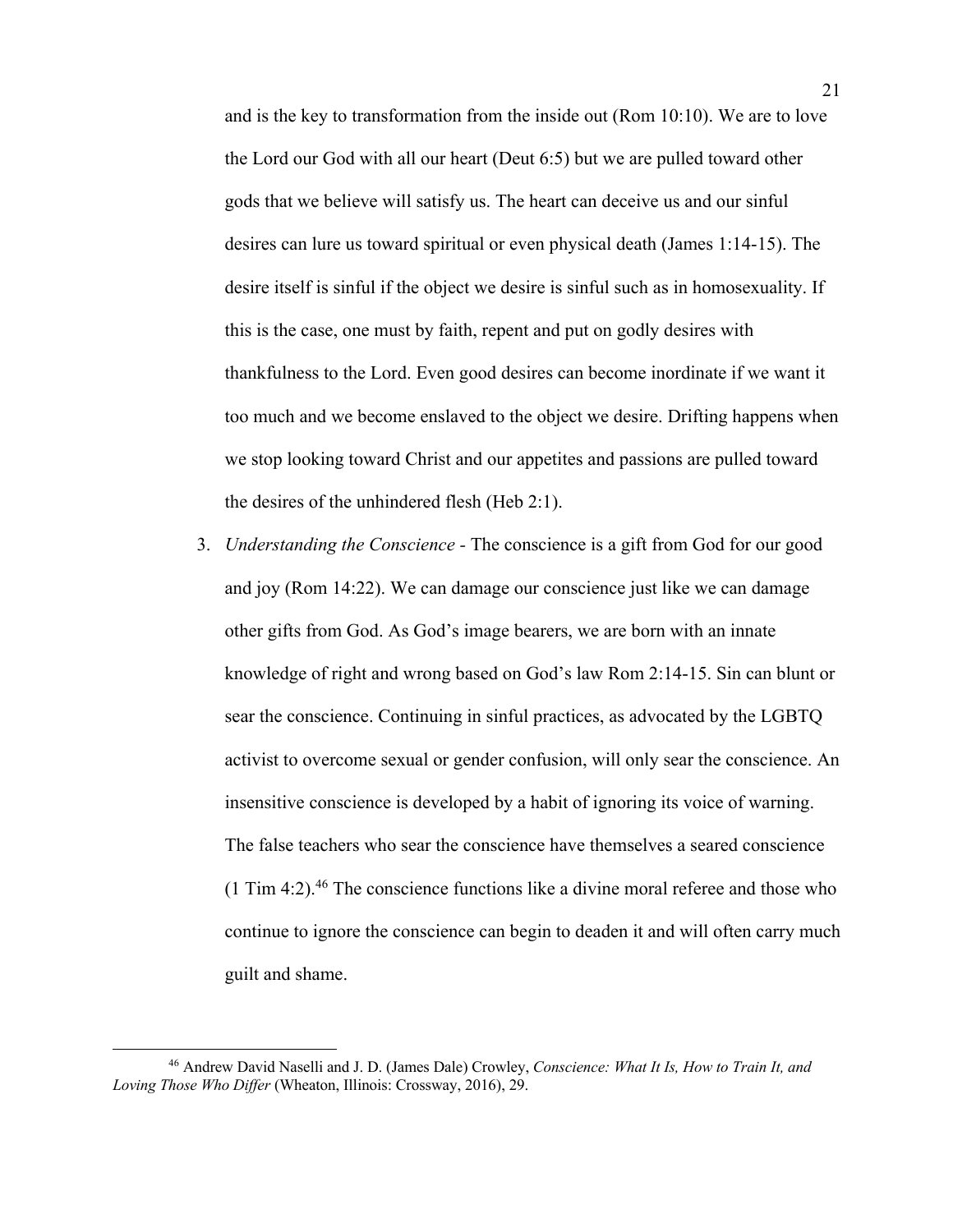and is the key to transformation from the inside out (Rom 10:10). We are to love the Lord our God with all our heart (Deut 6:5) but we are pulled toward other gods that we believe will satisfy us. The heart can deceive us and our sinful desires can lure us toward spiritual or even physical death (James 1:14-15). The desire itself is sinful if the object we desire is sinful such as in homosexuality. If this is the case, one must by faith, repent and put on godly desires with thankfulness to the Lord. Even good desires can become inordinate if we want it too much and we become enslaved to the object we desire. Drifting happens when we stop looking toward Christ and our appetites and passions are pulled toward the desires of the unhindered flesh (Heb 2:1).

3. *Understanding the Conscience* - The conscience is a gift from God for our good and joy (Rom 14:22). We can damage our conscience just like we can damage other gifts from God. As God's image bearers, we are born with an innate knowledge of right and wrong based on God's law Rom 2:14-15. Sin can blunt or sear the conscience. Continuing in sinful practices, as advocated by the LGBTQ activist to overcome sexual or gender confusion, will only sear the conscience. An insensitive conscience is developed by a habit of ignoring its voice of warning. The false teachers who sear the conscience have themselves a seared conscience (1 Tim 4:2).[46] The conscience functions like a divine moral referee and those who continue to ignore the conscience can begin to deaden it and will often carry much guilt and shame.

[46] Andrew David Naselli and J. D. (James Dale) Crowley, *Conscience: What It Is, How to Train It, and Loving Those Who Differ* (Wheaton, Illinois: Crossway, 2016), 29.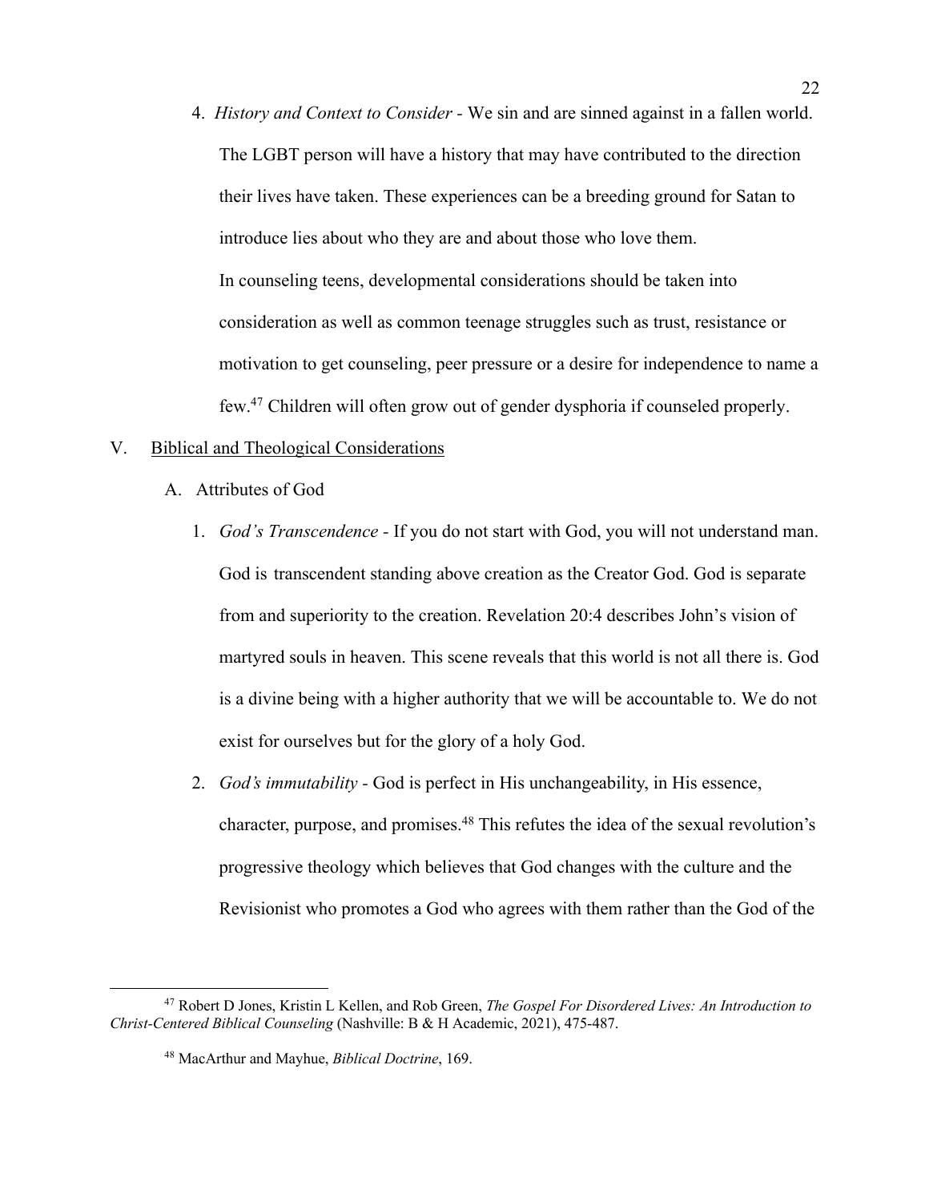4. *History and Context to Consider* - We sin and are sinned against in a fallen world. The LGBT person will have a history that may have contributed to the direction their lives have taken. These experiences can be a breeding ground for Satan to introduce lies about who they are and about those who love them.
   In counseling teens, developmental considerations should be taken into consideration as well as common teenage struggles such as trust, resistance or motivation to get counseling, peer pressure or a desire for independence to name a few.[47] Children will often grow out of gender dysphoria if counseled properly.

V. <u>Biblical and Theological Considerations</u>

   A. Attributes of God

      1. *God's Transcendence* - If you do not start with God, you will not understand man. God is transcendent standing above creation as the Creator God. God is separate from and superiority to the creation. Revelation 20:4 describes John's vision of martyred souls in heaven. This scene reveals that this world is not all there is. God is a divine being with a higher authority that we will be accountable to. We do not exist for ourselves but for the glory of a holy God.

      2. *God's immutability* - God is perfect in His unchangeability, in His essence, character, purpose, and promises.[48] This refutes the idea of the sexual revolution's progressive theology which believes that God changes with the culture and the Revisionist who promotes a God who agrees with them rather than the God of the

---

[47] Robert D Jones, Kristin L Kellen, and Rob Green, *The Gospel For Disordered Lives: An Introduction to Christ-Centered Biblical Counseling* (Nashville: B & H Academic, 2021), 475-487.

[48] MacArthur and Mayhue, *Biblical Doctrine*, 169.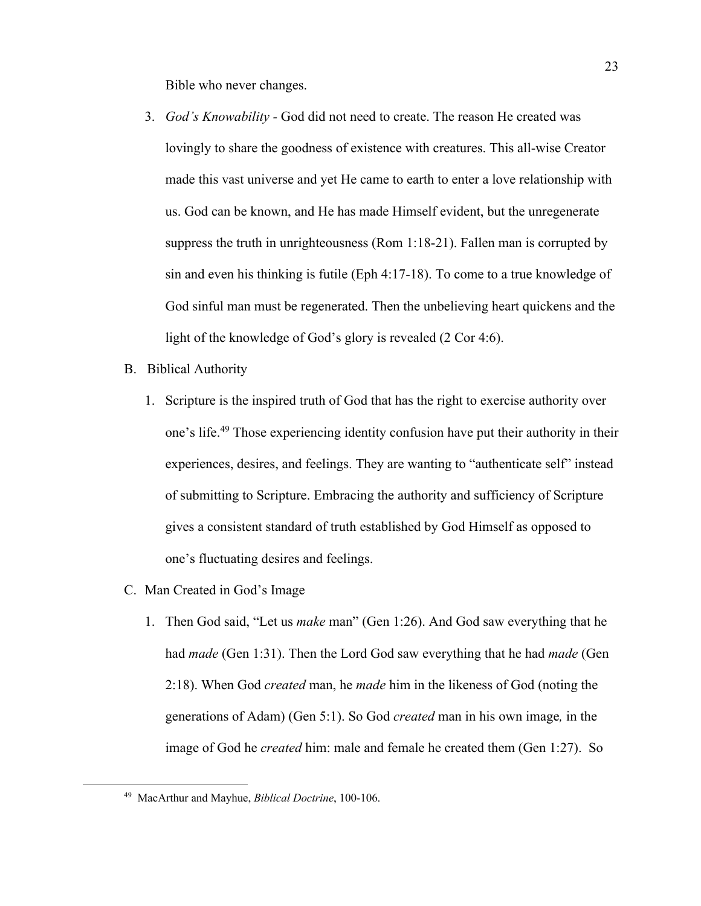Bible who never changes.

3. *God's Knowability* - God did not need to create. The reason He created was lovingly to share the goodness of existence with creatures. This all-wise Creator made this vast universe and yet He came to earth to enter a love relationship with us. God can be known, and He has made Himself evident, but the unregenerate suppress the truth in unrighteousness (Rom 1:18-21). Fallen man is corrupted by sin and even his thinking is futile (Eph 4:17-18). To come to a true knowledge of God sinful man must be regenerated. Then the unbelieving heart quickens and the light of the knowledge of God's glory is revealed (2 Cor 4:6).

B. Biblical Authority

1. Scripture is the inspired truth of God that has the right to exercise authority over one's life.[49] Those experiencing identity confusion have put their authority in their experiences, desires, and feelings. They are wanting to "authenticate self" instead of submitting to Scripture. Embracing the authority and sufficiency of Scripture gives a consistent standard of truth established by God Himself as opposed to one's fluctuating desires and feelings.

C. Man Created in God's Image

1. Then God said, "Let us *make* man" (Gen 1:26). And God saw everything that he had *made* (Gen 1:31). Then the Lord God saw everything that he had *made* (Gen 2:18). When God *created* man, he *made* him in the likeness of God (noting the generations of Adam) (Gen 5:1). So God *created* man in his own image*,* in the image of God he *created* him: male and female he created them (Gen 1:27). So

---

[49] MacArthur and Mayhue, *Biblical Doctrine*, 100-106.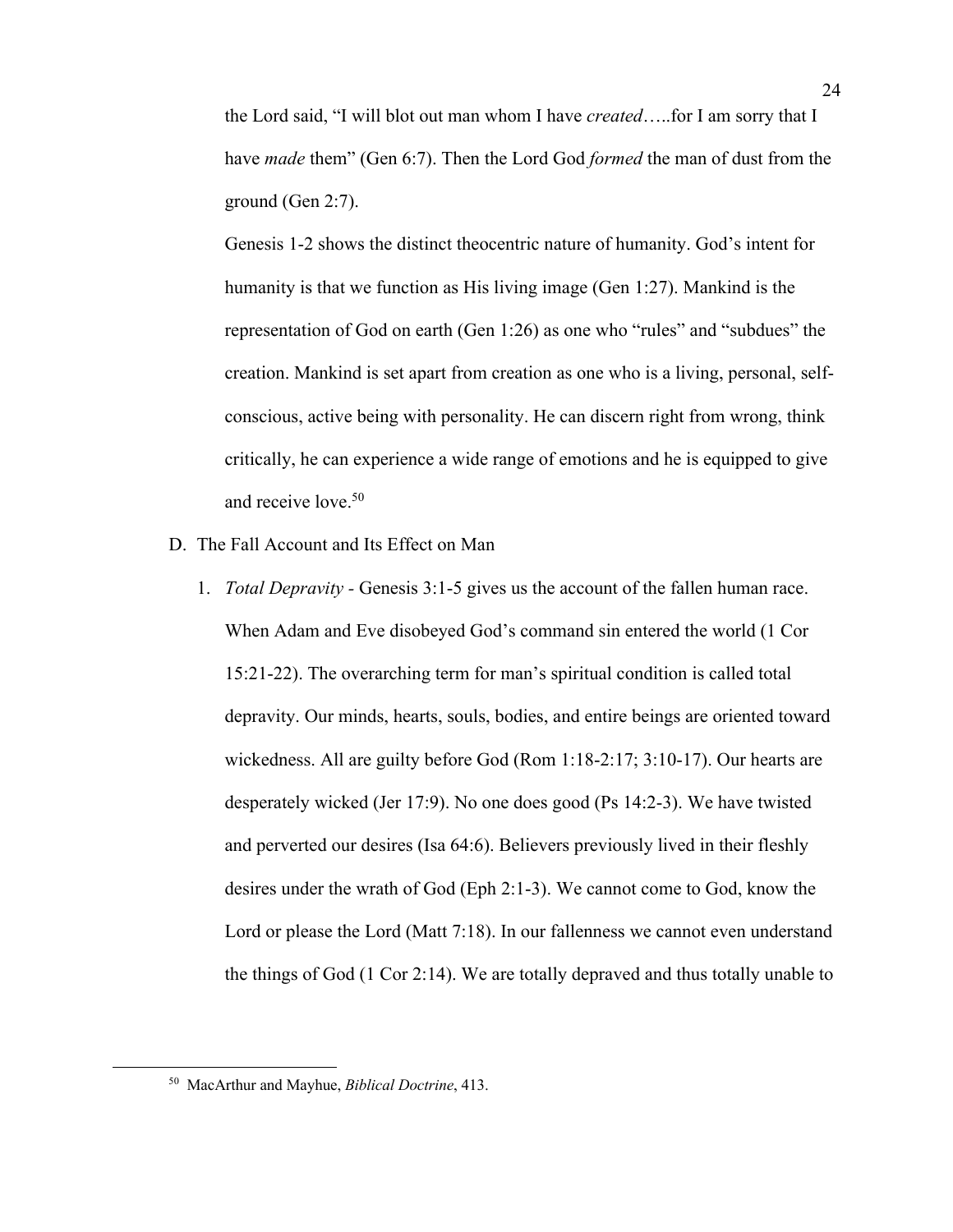the Lord said, "I will blot out man whom I have *created*…..for I am sorry that I have *made* them" (Gen 6:7). Then the Lord God *formed* the man of dust from the ground (Gen 2:7).

Genesis 1-2 shows the distinct theocentric nature of humanity. God's intent for humanity is that we function as His living image (Gen 1:27). Mankind is the representation of God on earth (Gen 1:26) as one who "rules" and "subdues" the creation. Mankind is set apart from creation as one who is a living, personal, self-conscious, active being with personality. He can discern right from wrong, think critically, he can experience a wide range of emotions and he is equipped to give and receive love.[50]

D. The Fall Account and Its Effect on Man

1. *Total Depravity* - Genesis 3:1-5 gives us the account of the fallen human race. When Adam and Eve disobeyed God's command sin entered the world (1 Cor 15:21-22). The overarching term for man's spiritual condition is called total depravity. Our minds, hearts, souls, bodies, and entire beings are oriented toward wickedness. All are guilty before God (Rom 1:18-2:17; 3:10-17). Our hearts are desperately wicked (Jer 17:9). No one does good (Ps 14:2-3). We have twisted and perverted our desires (Isa 64:6). Believers previously lived in their fleshly desires under the wrath of God (Eph 2:1-3). We cannot come to God, know the Lord or please the Lord (Matt 7:18). In our fallenness we cannot even understand the things of God (1 Cor 2:14). We are totally depraved and thus totally unable to

[50] MacArthur and Mayhue, *Biblical Doctrine*, 413.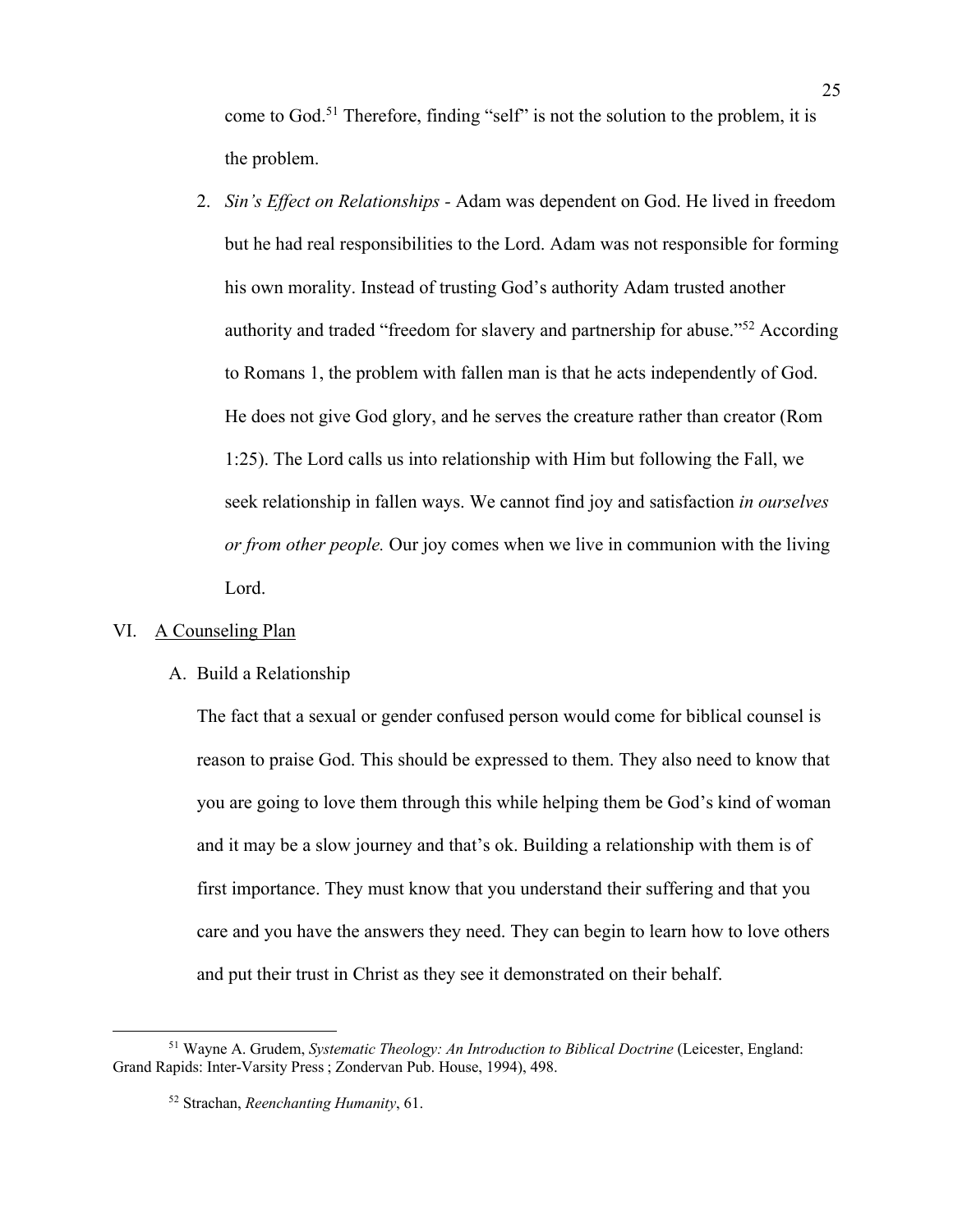come to God.[51] Therefore, finding "self" is not the solution to the problem, it is the problem.

2. *Sin's Effect on Relationships* - Adam was dependent on God. He lived in freedom but he had real responsibilities to the Lord. Adam was not responsible for forming his own morality. Instead of trusting God's authority Adam trusted another authority and traded "freedom for slavery and partnership for abuse."[52] According to Romans 1, the problem with fallen man is that he acts independently of God. He does not give God glory, and he serves the creature rather than creator (Rom 1:25). The Lord calls us into relationship with Him but following the Fall, we seek relationship in fallen ways. We cannot find joy and satisfaction *in ourselves or from other people.* Our joy comes when we live in communion with the living Lord.

## VI. <u>A Counseling Plan</u>

### A. Build a Relationship

The fact that a sexual or gender confused person would come for biblical counsel is reason to praise God. This should be expressed to them. They also need to know that you are going to love them through this while helping them be God's kind of woman and it may be a slow journey and that's ok. Building a relationship with them is of first importance. They must know that you understand their suffering and that you care and you have the answers they need. They can begin to learn how to love others and put their trust in Christ as they see it demonstrated on their behalf.

---

[51] Wayne A. Grudem, *Systematic Theology: An Introduction to Biblical Doctrine* (Leicester, England: Grand Rapids: Inter-Varsity Press ; Zondervan Pub. House, 1994), 498.

[52] Strachan, *Reenchanting Humanity*, 61.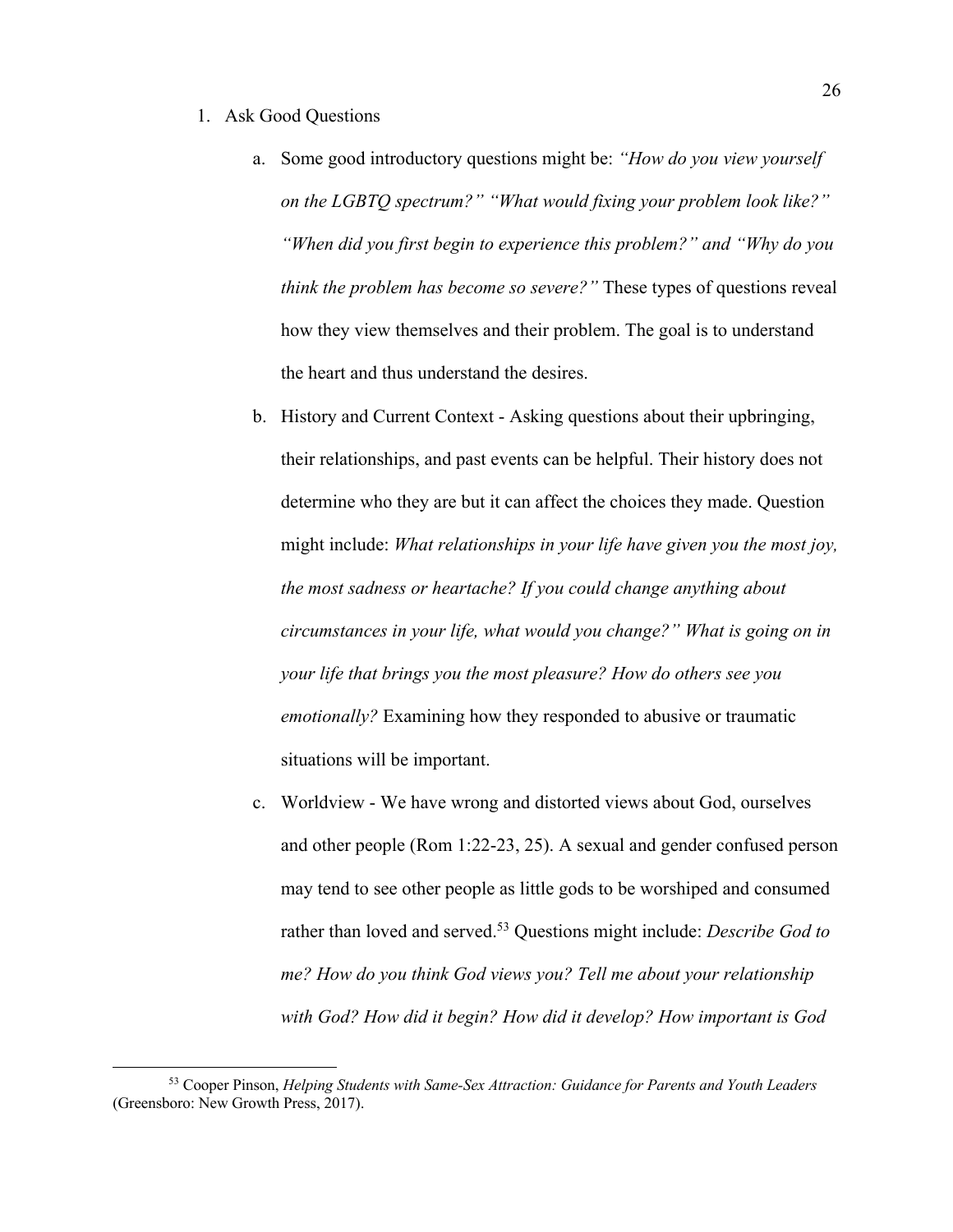1. Ask Good Questions

    a. Some good introductory questions might be: *"How do you view yourself on the LGBTQ spectrum?" "What would fixing your problem look like?" "When did you first begin to experience this problem?" and "Why do you think the problem has become so severe?"* These types of questions reveal how they view themselves and their problem. The goal is to understand the heart and thus understand the desires.

    b. History and Current Context - Asking questions about their upbringing, their relationships, and past events can be helpful. Their history does not determine who they are but it can affect the choices they made. Question might include: *What relationships in your life have given you the most joy, the most sadness or heartache? If you could change anything about circumstances in your life, what would you change?" What is going on in your life that brings you the most pleasure? How do others see you emotionally?* Examining how they responded to abusive or traumatic situations will be important.

    c. Worldview - We have wrong and distorted views about God, ourselves and other people (Rom 1:22-23, 25). A sexual and gender confused person may tend to see other people as little gods to be worshiped and consumed rather than loved and served.[53] Questions might include: *Describe God to me? How do you think God views you? Tell me about your relationship with God? How did it begin? How did it develop? How important is God*

[53] Cooper Pinson, *Helping Students with Same-Sex Attraction: Guidance for Parents and Youth Leaders* (Greensboro: New Growth Press, 2017).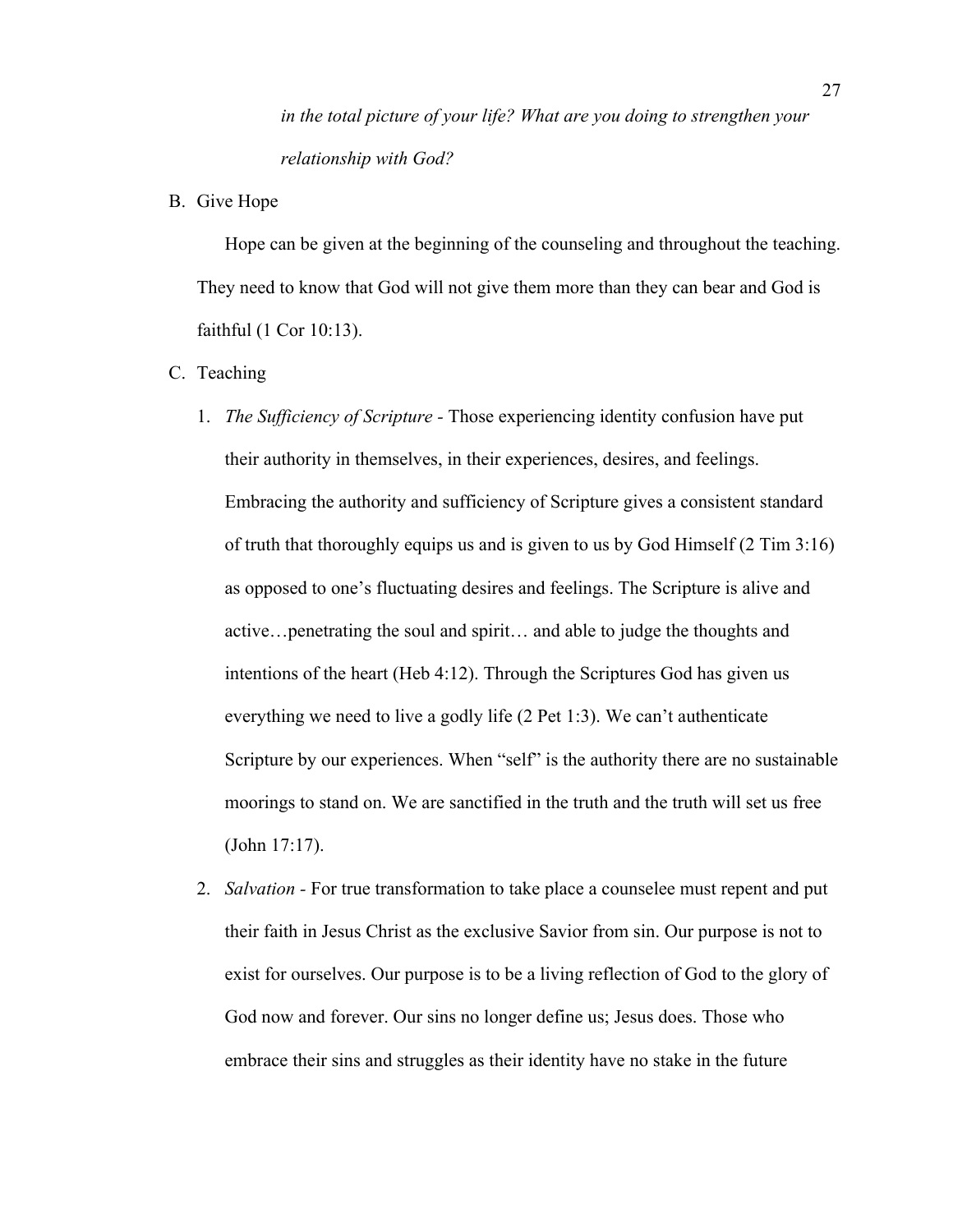*in the total picture of your life? What are you doing to strengthen your relationship with God?*

B. Give Hope

Hope can be given at the beginning of the counseling and throughout the teaching. They need to know that God will not give them more than they can bear and God is faithful (1 Cor 10:13).

C. Teaching

1. *The Sufficiency of Scripture* - Those experiencing identity confusion have put their authority in themselves, in their experiences, desires, and feelings. Embracing the authority and sufficiency of Scripture gives a consistent standard of truth that thoroughly equips us and is given to us by God Himself (2 Tim 3:16) as opposed to one's fluctuating desires and feelings. The Scripture is alive and active…penetrating the soul and spirit… and able to judge the thoughts and intentions of the heart (Heb 4:12). Through the Scriptures God has given us everything we need to live a godly life (2 Pet 1:3). We can't authenticate Scripture by our experiences. When "self" is the authority there are no sustainable moorings to stand on. We are sanctified in the truth and the truth will set us free (John 17:17).

2. *Salvation* - For true transformation to take place a counselee must repent and put their faith in Jesus Christ as the exclusive Savior from sin. Our purpose is not to exist for ourselves. Our purpose is to be a living reflection of God to the glory of God now and forever. Our sins no longer define us; Jesus does. Those who embrace their sins and struggles as their identity have no stake in the future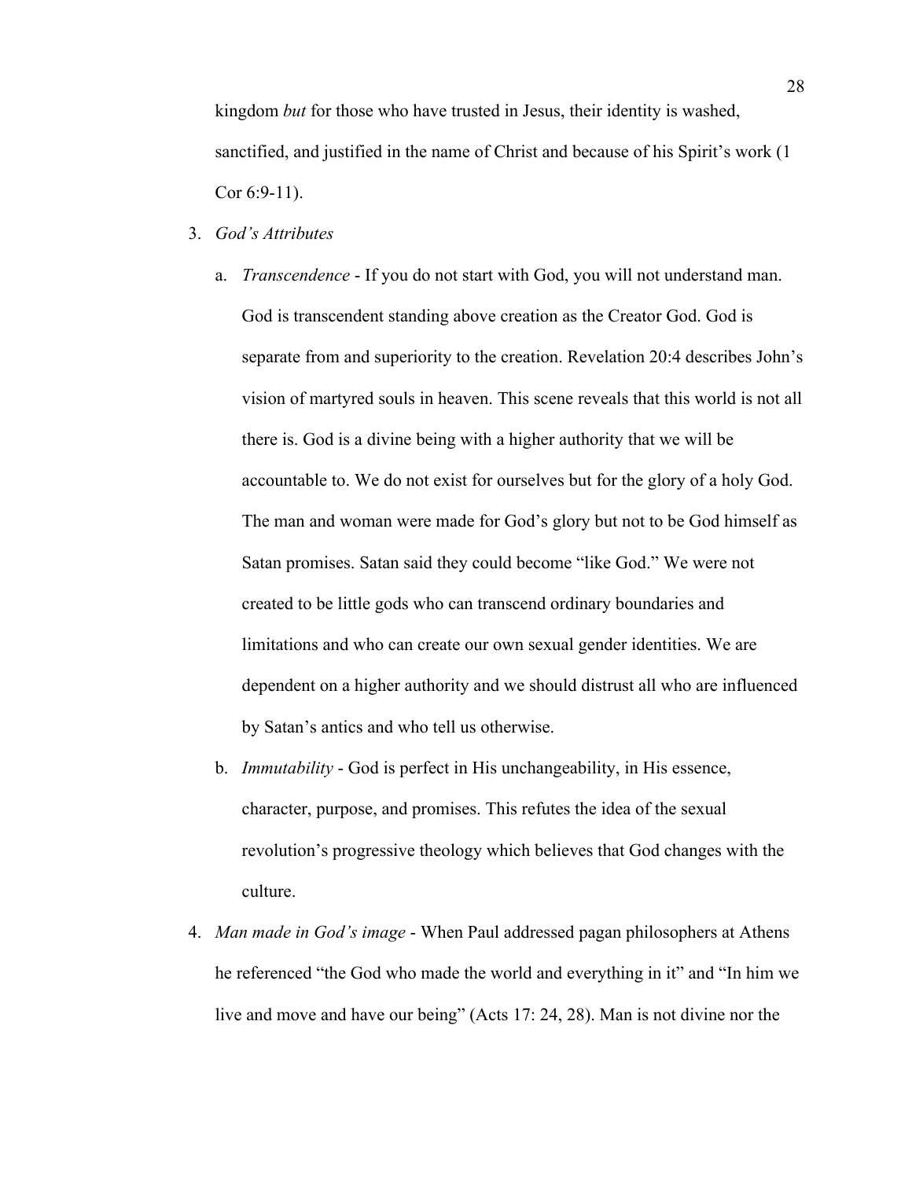kingdom *but* for those who have trusted in Jesus, their identity is washed, sanctified, and justified in the name of Christ and because of his Spirit's work (1 Cor 6:9-11).

3. *God's Attributes*
   a. *Transcendence* - If you do not start with God, you will not understand man. God is transcendent standing above creation as the Creator God. God is separate from and superiority to the creation. Revelation 20:4 describes John's vision of martyred souls in heaven. This scene reveals that this world is not all there is. God is a divine being with a higher authority that we will be accountable to. We do not exist for ourselves but for the glory of a holy God. The man and woman were made for God's glory but not to be God himself as Satan promises. Satan said they could become "like God." We were not created to be little gods who can transcend ordinary boundaries and limitations and who can create our own sexual gender identities. We are dependent on a higher authority and we should distrust all who are influenced by Satan's antics and who tell us otherwise.
   b. *Immutability* - God is perfect in His unchangeability, in His essence, character, purpose, and promises. This refutes the idea of the sexual revolution's progressive theology which believes that God changes with the culture.
4. *Man made in God's image* - When Paul addressed pagan philosophers at Athens he referenced "the God who made the world and everything in it" and "In him we live and move and have our being" (Acts 17: 24, 28). Man is not divine nor the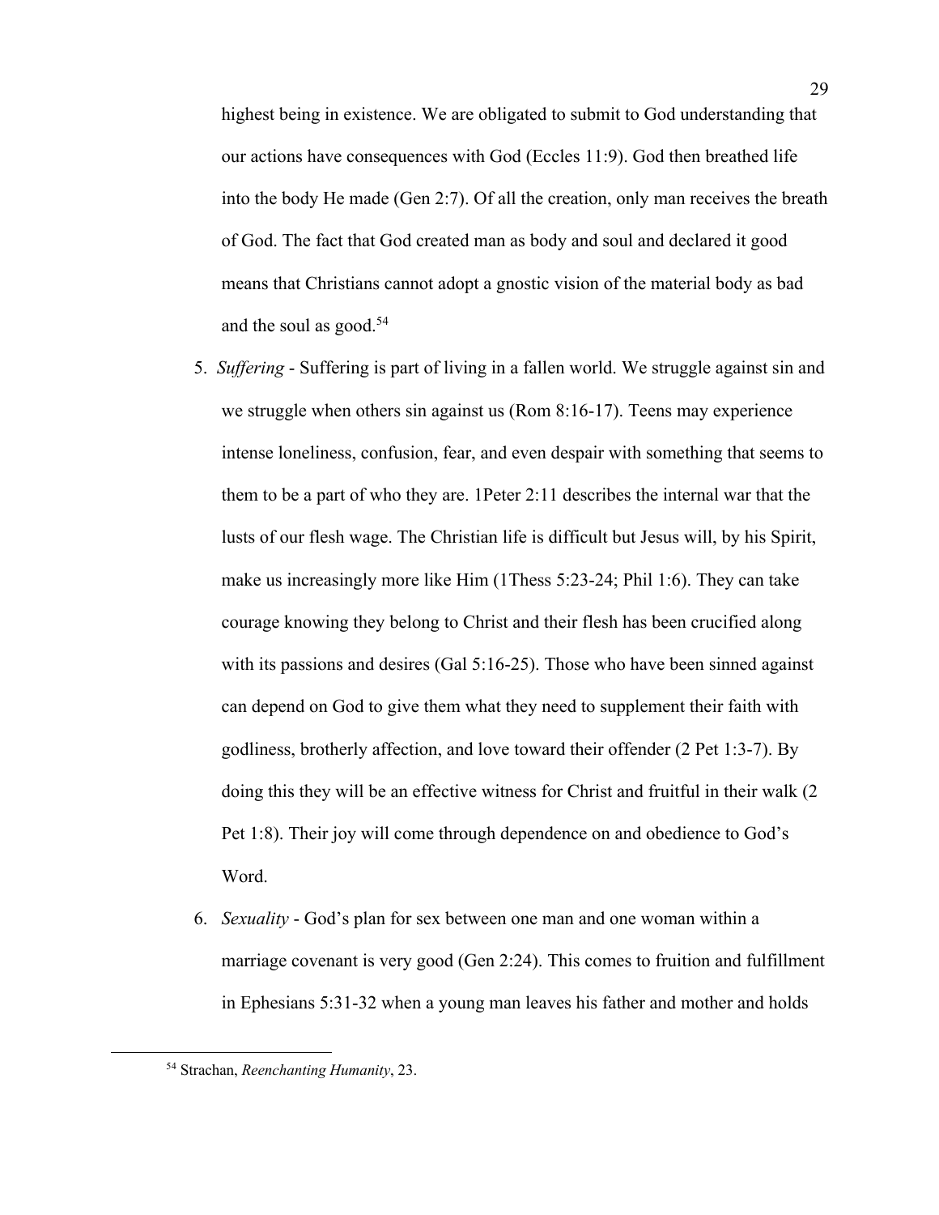highest being in existence. We are obligated to submit to God understanding that our actions have consequences with God (Eccles 11:9). God then breathed life into the body He made (Gen 2:7). Of all the creation, only man receives the breath of God. The fact that God created man as body and soul and declared it good means that Christians cannot adopt a gnostic vision of the material body as bad and the soul as good.[54]

5. *Suffering* - Suffering is part of living in a fallen world. We struggle against sin and we struggle when others sin against us (Rom 8:16-17). Teens may experience intense loneliness, confusion, fear, and even despair with something that seems to them to be a part of who they are. 1Peter 2:11 describes the internal war that the lusts of our flesh wage. The Christian life is difficult but Jesus will, by his Spirit, make us increasingly more like Him (1Thess 5:23-24; Phil 1:6). They can take courage knowing they belong to Christ and their flesh has been crucified along with its passions and desires (Gal 5:16-25). Those who have been sinned against can depend on God to give them what they need to supplement their faith with godliness, brotherly affection, and love toward their offender (2 Pet 1:3-7). By doing this they will be an effective witness for Christ and fruitful in their walk (2 Pet 1:8). Their joy will come through dependence on and obedience to God's Word.
6. *Sexuality* - God's plan for sex between one man and one woman within a marriage covenant is very good (Gen 2:24). This comes to fruition and fulfillment in Ephesians 5:31-32 when a young man leaves his father and mother and holds

---

[54] Strachan, *Reenchanting Humanity*, 23.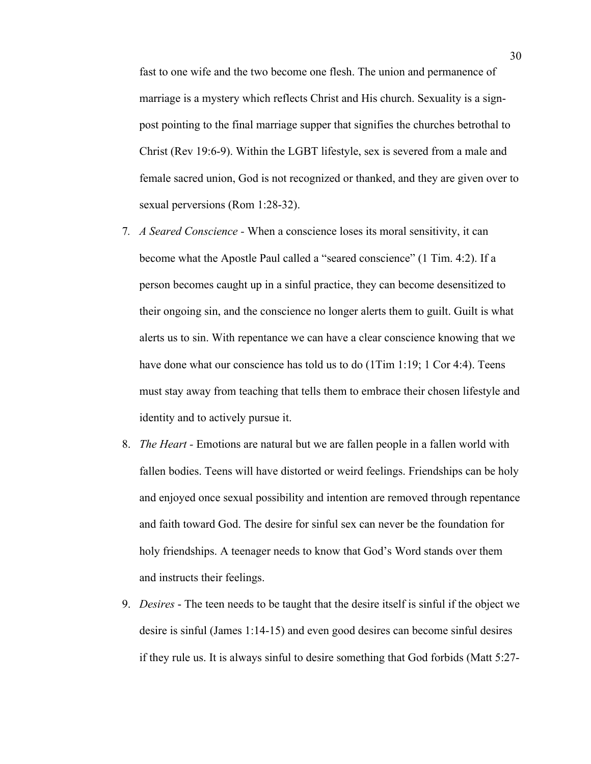fast to one wife and the two become one flesh. The union and permanence of marriage is a mystery which reflects Christ and His church. Sexuality is a sign-post pointing to the final marriage supper that signifies the churches betrothal to Christ (Rev 19:6-9). Within the LGBT lifestyle, sex is severed from a male and female sacred union, God is not recognized or thanked, and they are given over to sexual perversions (Rom 1:28-32).

7. *A Seared Conscience* - When a conscience loses its moral sensitivity, it can become what the Apostle Paul called a "seared conscience" (1 Tim. 4:2). If a person becomes caught up in a sinful practice, they can become desensitized to their ongoing sin, and the conscience no longer alerts them to guilt. Guilt is what alerts us to sin. With repentance we can have a clear conscience knowing that we have done what our conscience has told us to do (1Tim 1:19; 1 Cor 4:4). Teens must stay away from teaching that tells them to embrace their chosen lifestyle and identity and to actively pursue it.
8. *The Heart* - Emotions are natural but we are fallen people in a fallen world with fallen bodies. Teens will have distorted or weird feelings. Friendships can be holy and enjoyed once sexual possibility and intention are removed through repentance and faith toward God. The desire for sinful sex can never be the foundation for holy friendships. A teenager needs to know that God's Word stands over them and instructs their feelings.
9. *Desires* - The teen needs to be taught that the desire itself is sinful if the object we desire is sinful (James 1:14-15) and even good desires can become sinful desires if they rule us. It is always sinful to desire something that God forbids (Matt 5:27-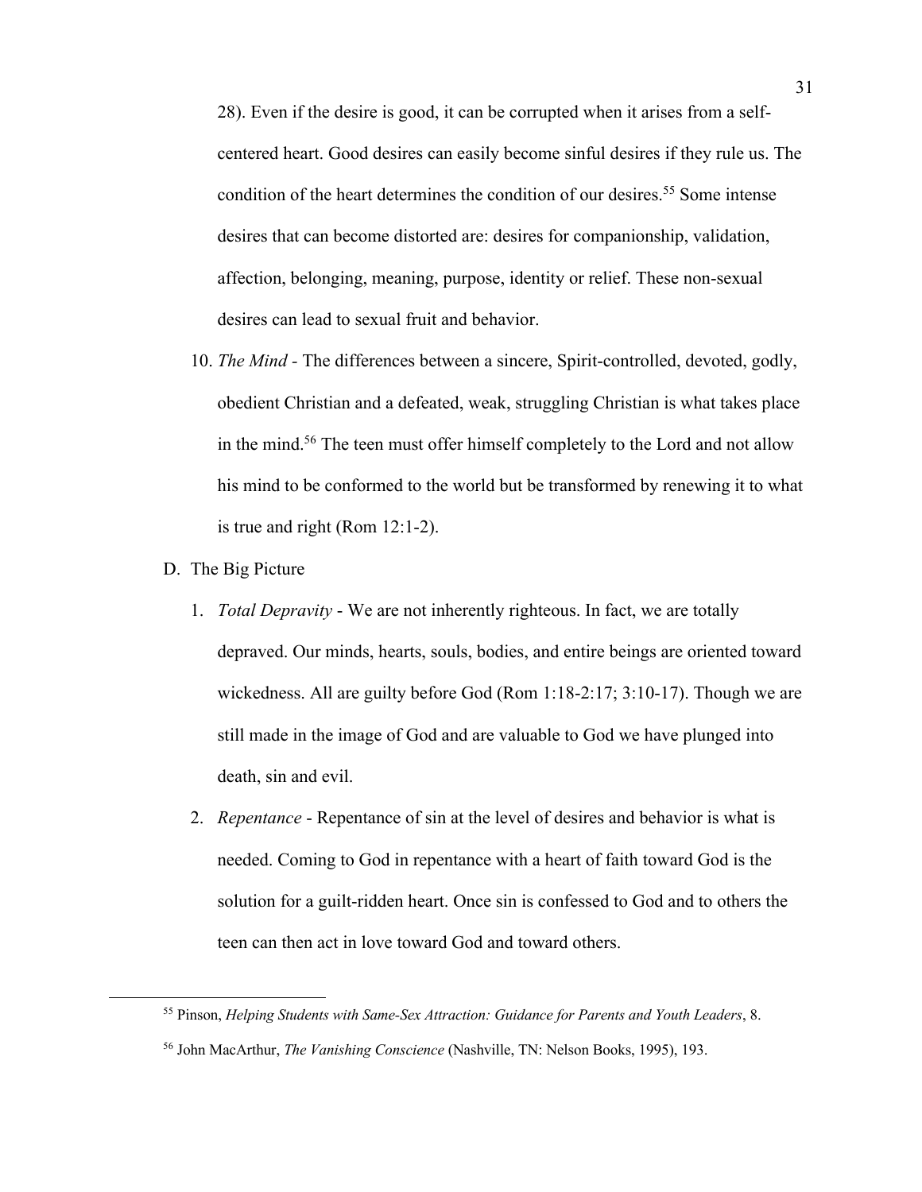28). Even if the desire is good, it can be corrupted when it arises from a self-centered heart. Good desires can easily become sinful desires if they rule us. The condition of the heart determines the condition of our desires.[55] Some intense desires that can become distorted are: desires for companionship, validation, affection, belonging, meaning, purpose, identity or relief. These non-sexual desires can lead to sexual fruit and behavior.

10. *The Mind* - The differences between a sincere, Spirit-controlled, devoted, godly, obedient Christian and a defeated, weak, struggling Christian is what takes place in the mind.[56] The teen must offer himself completely to the Lord and not allow his mind to be conformed to the world but be transformed by renewing it to what is true and right (Rom 12:1-2).

D. The Big Picture

1. *Total Depravity* - We are not inherently righteous. In fact, we are totally depraved. Our minds, hearts, souls, bodies, and entire beings are oriented toward wickedness. All are guilty before God (Rom 1:18-2:17; 3:10-17). Though we are still made in the image of God and are valuable to God we have plunged into death, sin and evil.

2. *Repentance* - Repentance of sin at the level of desires and behavior is what is needed. Coming to God in repentance with a heart of faith toward God is the solution for a guilt-ridden heart. Once sin is confessed to God and to others the teen can then act in love toward God and toward others.

---

[55] Pinson, *Helping Students with Same-Sex Attraction: Guidance for Parents and Youth Leaders*, 8.

[56] John MacArthur, *The Vanishing Conscience* (Nashville, TN: Nelson Books, 1995), 193.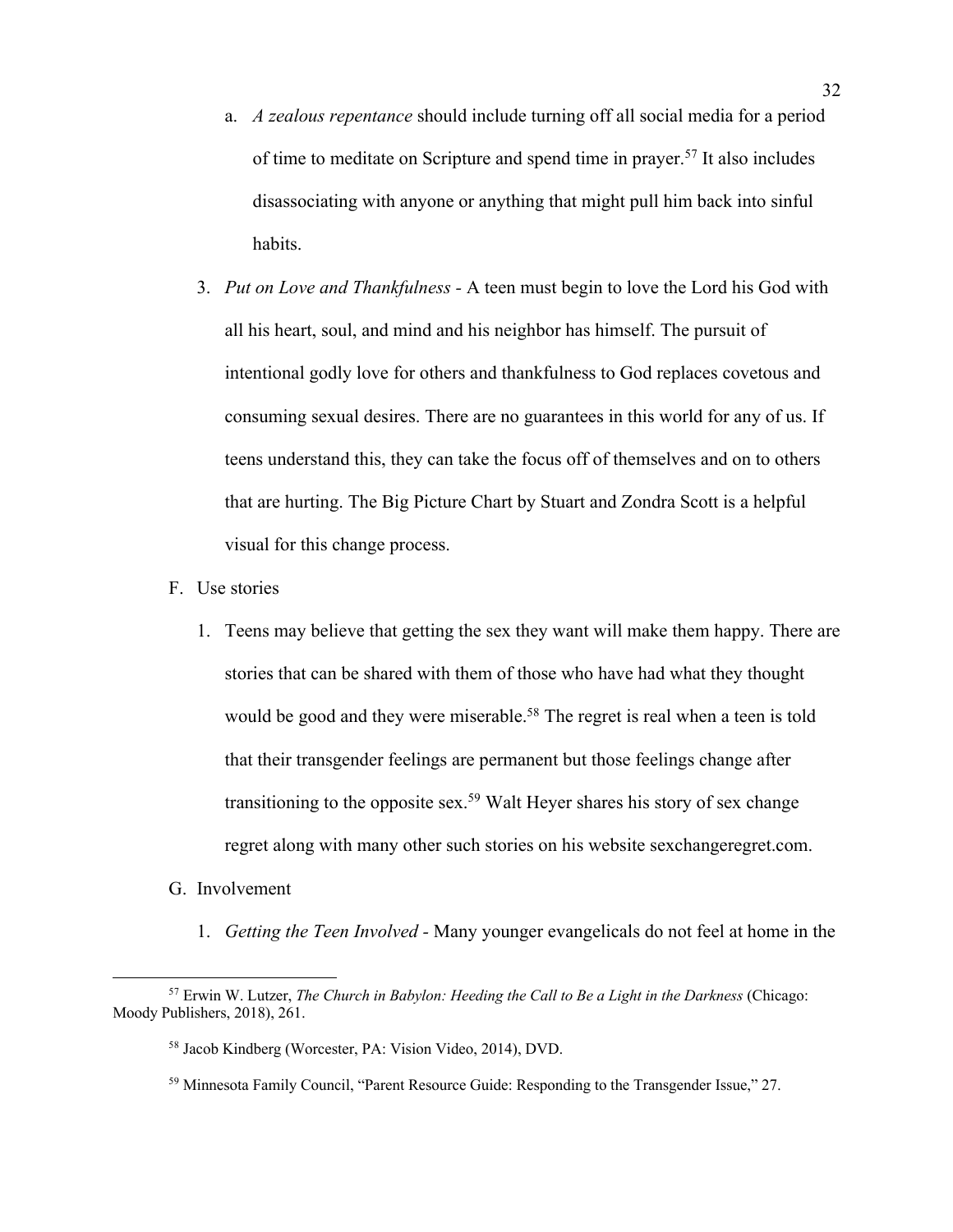a. *A zealous repentance* should include turning off all social media for a period of time to meditate on Scripture and spend time in prayer.[57] It also includes disassociating with anyone or anything that might pull him back into sinful habits.

3. *Put on Love and Thankfulness* - A teen must begin to love the Lord his God with all his heart, soul, and mind and his neighbor has himself. The pursuit of intentional godly love for others and thankfulness to God replaces covetous and consuming sexual desires. There are no guarantees in this world for any of us. If teens understand this, they can take the focus off of themselves and on to others that are hurting. The Big Picture Chart by Stuart and Zondra Scott is a helpful visual for this change process.

F. Use stories

1. Teens may believe that getting the sex they want will make them happy. There are stories that can be shared with them of those who have had what they thought would be good and they were miserable.[58] The regret is real when a teen is told that their transgender feelings are permanent but those feelings change after transitioning to the opposite sex.[59] Walt Heyer shares his story of sex change regret along with many other such stories on his website sexchangeregret.com.

G. Involvement

1. *Getting the Teen Involved* - Many younger evangelicals do not feel at home in the

---

[57] Erwin W. Lutzer, *The Church in Babylon: Heeding the Call to Be a Light in the Darkness* (Chicago: Moody Publishers, 2018), 261.

[58] Jacob Kindberg (Worcester, PA: Vision Video, 2014), DVD.

[59] Minnesota Family Council, "Parent Resource Guide: Responding to the Transgender Issue," 27.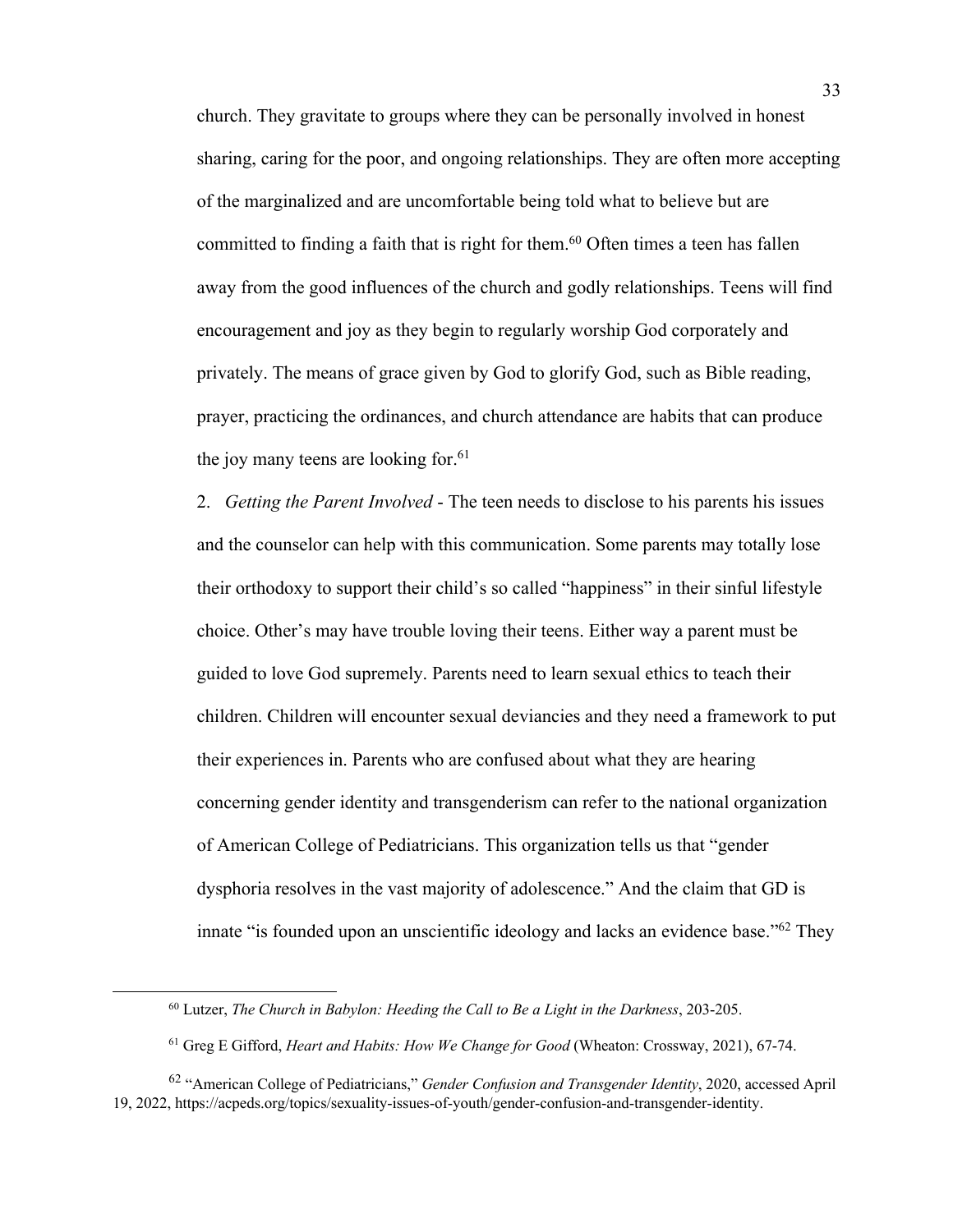church. They gravitate to groups where they can be personally involved in honest sharing, caring for the poor, and ongoing relationships. They are often more accepting of the marginalized and are uncomfortable being told what to believe but are committed to finding a faith that is right for them.[60] Often times a teen has fallen away from the good influences of the church and godly relationships. Teens will find encouragement and joy as they begin to regularly worship God corporately and privately. The means of grace given by God to glorify God, such as Bible reading, prayer, practicing the ordinances, and church attendance are habits that can produce the joy many teens are looking for.[61]

2. *Getting the Parent Involved* - The teen needs to disclose to his parents his issues and the counselor can help with this communication. Some parents may totally lose their orthodoxy to support their child's so called "happiness" in their sinful lifestyle choice. Other's may have trouble loving their teens. Either way a parent must be guided to love God supremely. Parents need to learn sexual ethics to teach their children. Children will encounter sexual deviancies and they need a framework to put their experiences in. Parents who are confused about what they are hearing concerning gender identity and transgenderism can refer to the national organization of American College of Pediatricians. This organization tells us that "gender dysphoria resolves in the vast majority of adolescence." And the claim that GD is innate "is founded upon an unscientific ideology and lacks an evidence base."[62] They

---

[60] Lutzer, *The Church in Babylon: Heeding the Call to Be a Light in the Darkness*, 203-205.

[61] Greg E Gifford, *Heart and Habits: How We Change for Good* (Wheaton: Crossway, 2021), 67-74.

[62] "American College of Pediatricians," *Gender Confusion and Transgender Identity*, 2020, accessed April 19, 2022, https://acpeds.org/topics/sexuality-issues-of-youth/gender-confusion-and-transgender-identity.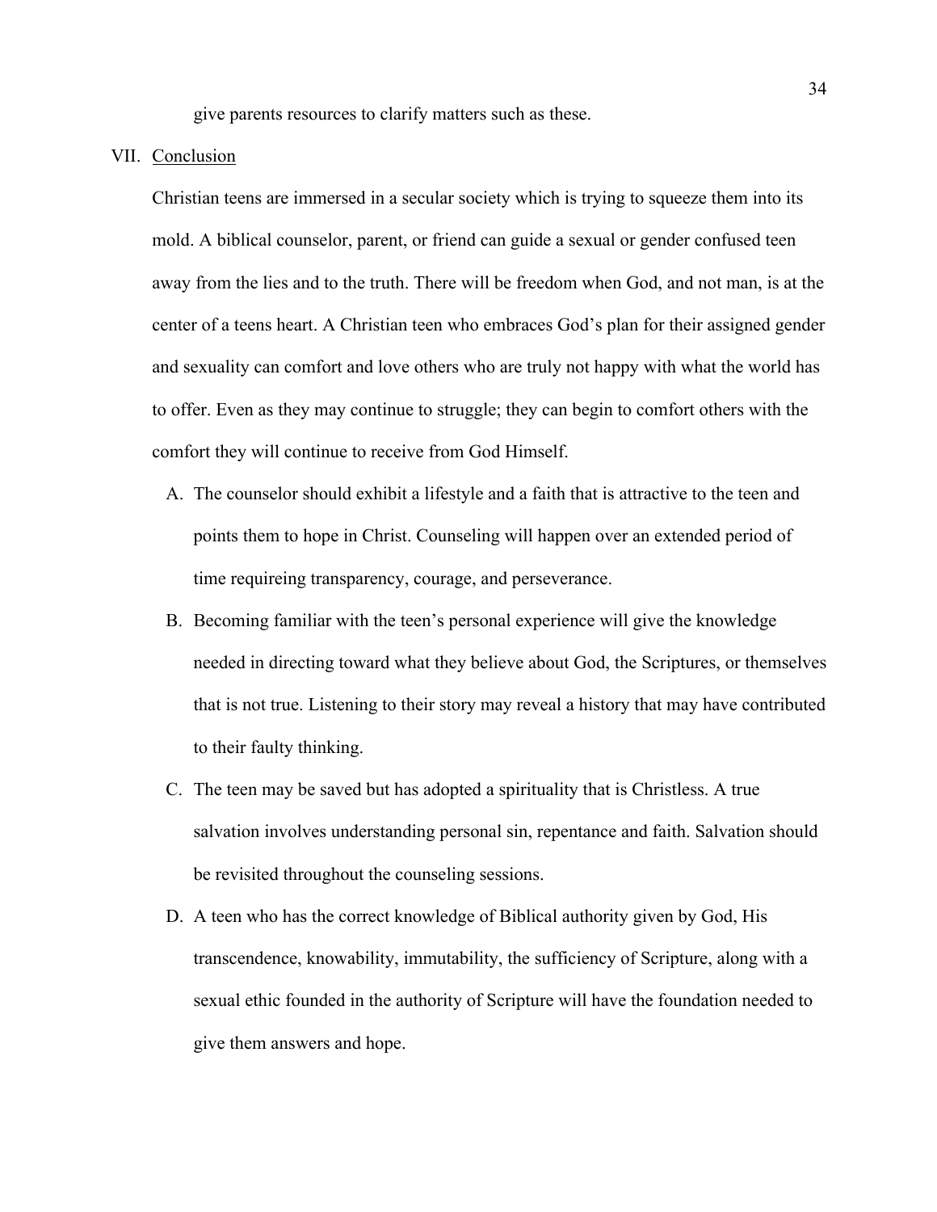give parents resources to clarify matters such as these.

VII. Conclusion

Christian teens are immersed in a secular society which is trying to squeeze them into its mold. A biblical counselor, parent, or friend can guide a sexual or gender confused teen away from the lies and to the truth. There will be freedom when God, and not man, is at the center of a teens heart. A Christian teen who embraces God's plan for their assigned gender and sexuality can comfort and love others who are truly not happy with what the world has to offer. Even as they may continue to struggle; they can begin to comfort others with the comfort they will continue to receive from God Himself.

A. The counselor should exhibit a lifestyle and a faith that is attractive to the teen and points them to hope in Christ. Counseling will happen over an extended period of time requireing transparency, courage, and perseverance.

B. Becoming familiar with the teen's personal experience will give the knowledge needed in directing toward what they believe about God, the Scriptures, or themselves that is not true. Listening to their story may reveal a history that may have contributed to their faulty thinking.

C. The teen may be saved but has adopted a spirituality that is Christless. A true salvation involves understanding personal sin, repentance and faith. Salvation should be revisited throughout the counseling sessions.

D. A teen who has the correct knowledge of Biblical authority given by God, His transcendence, knowability, immutability, the sufficiency of Scripture, along with a sexual ethic founded in the authority of Scripture will have the foundation needed to give them answers and hope.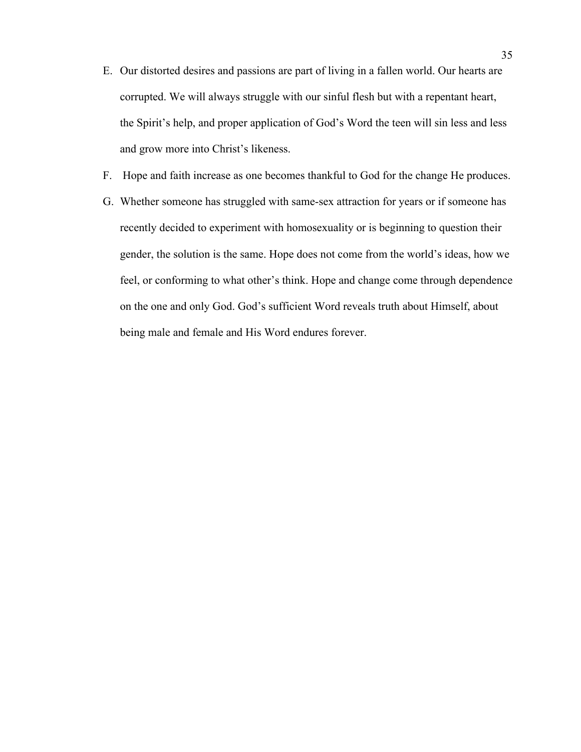E. Our distorted desires and passions are part of living in a fallen world. Our hearts are corrupted. We will always struggle with our sinful flesh but with a repentant heart, the Spirit's help, and proper application of God's Word the teen will sin less and less and grow more into Christ's likeness.

F. Hope and faith increase as one becomes thankful to God for the change He produces.

G. Whether someone has struggled with same-sex attraction for years or if someone has recently decided to experiment with homosexuality or is beginning to question their gender, the solution is the same. Hope does not come from the world's ideas, how we feel, or conforming to what other's think. Hope and change come through dependence on the one and only God. God's sufficient Word reveals truth about Himself, about being male and female and His Word endures forever.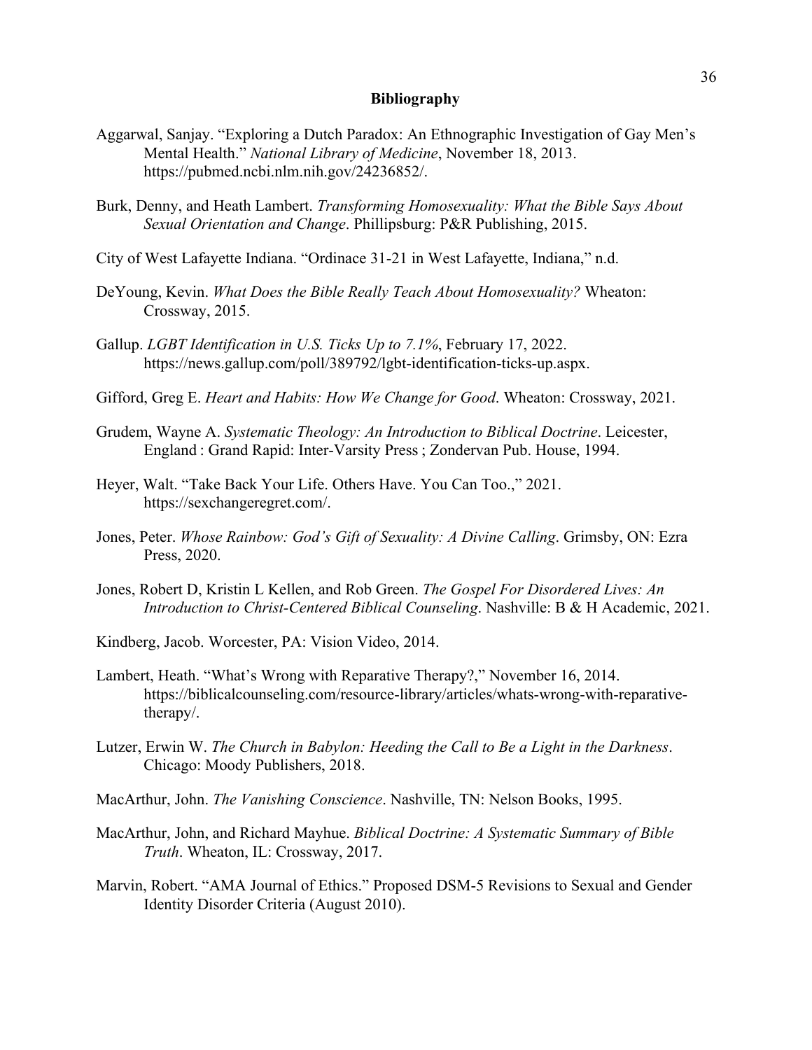# Bibliography

Aggarwal, Sanjay. "Exploring a Dutch Paradox: An Ethnographic Investigation of Gay Men's Mental Health." *National Library of Medicine*, November 18, 2013. https://pubmed.ncbi.nlm.nih.gov/24236852/.

Burk, Denny, and Heath Lambert. *Transforming Homosexuality: What the Bible Says About Sexual Orientation and Change*. Phillipsburg: P&R Publishing, 2015.

City of West Lafayette Indiana. "Ordinace 31-21 in West Lafayette, Indiana," n.d.

DeYoung, Kevin. *What Does the Bible Really Teach About Homosexuality?* Wheaton: Crossway, 2015.

Gallup. *LGBT Identification in U.S. Ticks Up to 7.1%*, February 17, 2022. https://news.gallup.com/poll/389792/lgbt-identification-ticks-up.aspx.

Gifford, Greg E. *Heart and Habits: How We Change for Good*. Wheaton: Crossway, 2021.

Grudem, Wayne A. *Systematic Theology: An Introduction to Biblical Doctrine*. Leicester, England : Grand Rapid: Inter-Varsity Press ; Zondervan Pub. House, 1994.

Heyer, Walt. "Take Back Your Life. Others Have. You Can Too.," 2021. https://sexchangeregret.com/.

Jones, Peter. *Whose Rainbow: God's Gift of Sexuality: A Divine Calling*. Grimsby, ON: Ezra Press, 2020.

Jones, Robert D, Kristin L Kellen, and Rob Green. *The Gospel For Disordered Lives: An Introduction to Christ-Centered Biblical Counseling*. Nashville: B & H Academic, 2021.

Kindberg, Jacob. Worcester, PA: Vision Video, 2014.

Lambert, Heath. "What's Wrong with Reparative Therapy?," November 16, 2014. https://biblicalcounseling.com/resource-library/articles/whats-wrong-with-reparative-therapy/.

Lutzer, Erwin W. *The Church in Babylon: Heeding the Call to Be a Light in the Darkness*. Chicago: Moody Publishers, 2018.

MacArthur, John. *The Vanishing Conscience*. Nashville, TN: Nelson Books, 1995.

MacArthur, John, and Richard Mayhue. *Biblical Doctrine: A Systematic Summary of Bible Truth*. Wheaton, IL: Crossway, 2017.

Marvin, Robert. "AMA Journal of Ethics." Proposed DSM-5 Revisions to Sexual and Gender Identity Disorder Criteria (August 2010).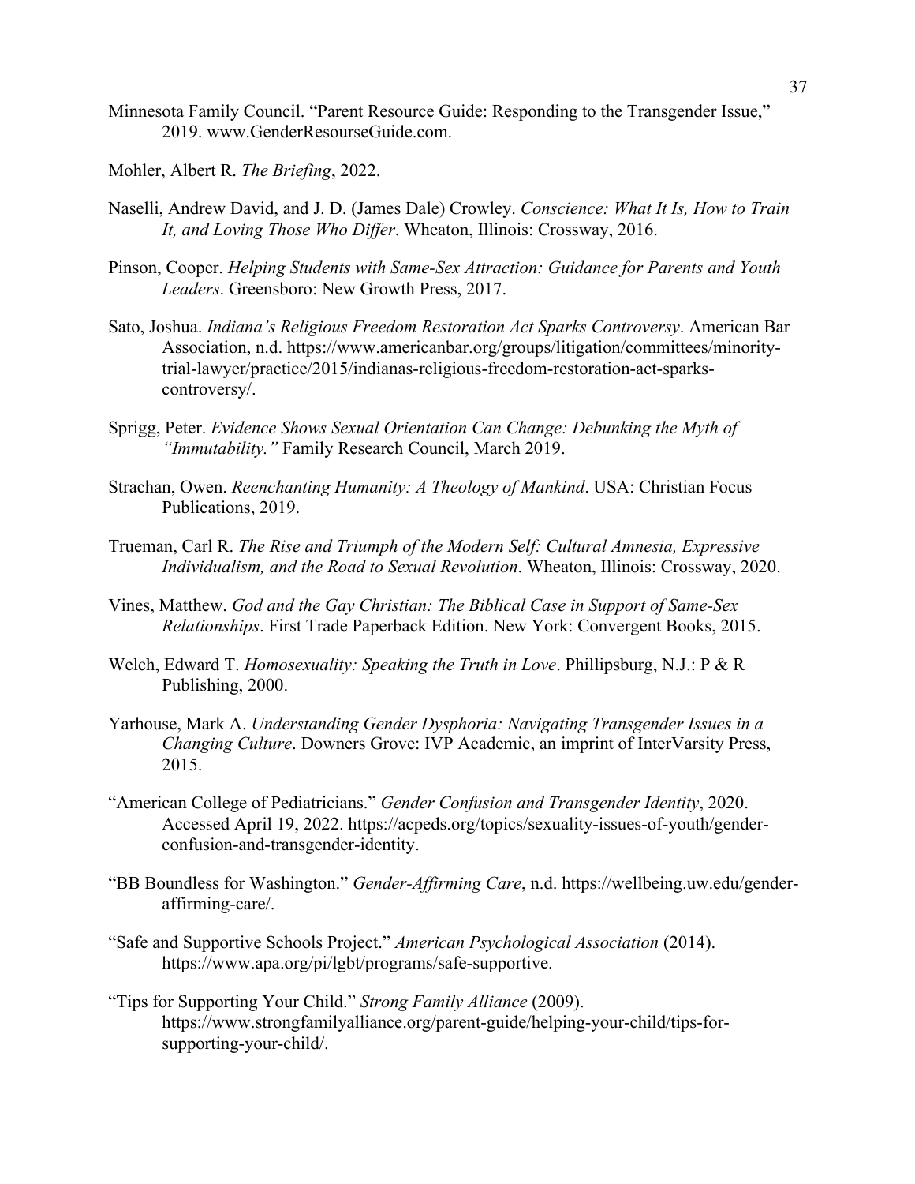Minnesota Family Council. "Parent Resource Guide: Responding to the Transgender Issue," 2019. www.GenderResourseGuide.com.

Mohler, Albert R. *The Briefing*, 2022.

Naselli, Andrew David, and J. D. (James Dale) Crowley. *Conscience: What It Is, How to Train It, and Loving Those Who Differ*. Wheaton, Illinois: Crossway, 2016.

Pinson, Cooper. *Helping Students with Same-Sex Attraction: Guidance for Parents and Youth Leaders*. Greensboro: New Growth Press, 2017.

Sato, Joshua. *Indiana's Religious Freedom Restoration Act Sparks Controversy*. American Bar Association, n.d. https://www.americanbar.org/groups/litigation/committees/minority-trial-lawyer/practice/2015/indianas-religious-freedom-restoration-act-sparks-controversy/.

Sprigg, Peter. *Evidence Shows Sexual Orientation Can Change: Debunking the Myth of "Immutability."* Family Research Council, March 2019.

Strachan, Owen. *Reenchanting Humanity: A Theology of Mankind*. USA: Christian Focus Publications, 2019.

Trueman, Carl R. *The Rise and Triumph of the Modern Self: Cultural Amnesia, Expressive Individualism, and the Road to Sexual Revolution*. Wheaton, Illinois: Crossway, 2020.

Vines, Matthew. *God and the Gay Christian: The Biblical Case in Support of Same-Sex Relationships*. First Trade Paperback Edition. New York: Convergent Books, 2015.

Welch, Edward T. *Homosexuality: Speaking the Truth in Love*. Phillipsburg, N.J.: P & R Publishing, 2000.

Yarhouse, Mark A. *Understanding Gender Dysphoria: Navigating Transgender Issues in a Changing Culture*. Downers Grove: IVP Academic, an imprint of InterVarsity Press, 2015.

"American College of Pediatricians." *Gender Confusion and Transgender Identity*, 2020. Accessed April 19, 2022. https://acpeds.org/topics/sexuality-issues-of-youth/gender-confusion-and-transgender-identity.

"BB Boundless for Washington." *Gender-Affirming Care*, n.d. https://wellbeing.uw.edu/gender-affirming-care/.

"Safe and Supportive Schools Project." *American Psychological Association* (2014). https://www.apa.org/pi/lgbt/programs/safe-supportive.

"Tips for Supporting Your Child." *Strong Family Alliance* (2009). https://www.strongfamilyalliance.org/parent-guide/helping-your-child/tips-for-supporting-your-child/.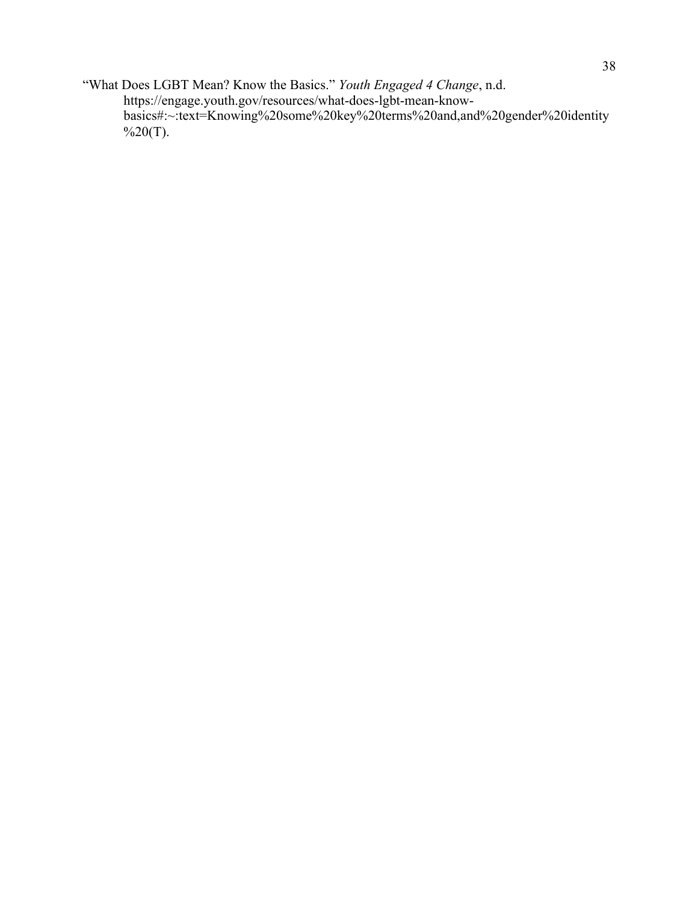“What Does LGBT Mean? Know the Basics.” *Youth Engaged 4 Change*, n.d. https://engage.youth.gov/resources/what-does-lgbt-mean-know-basics#:~:text=Knowing%20some%20key%20terms%20and,and%20gender%20identity%20(T).